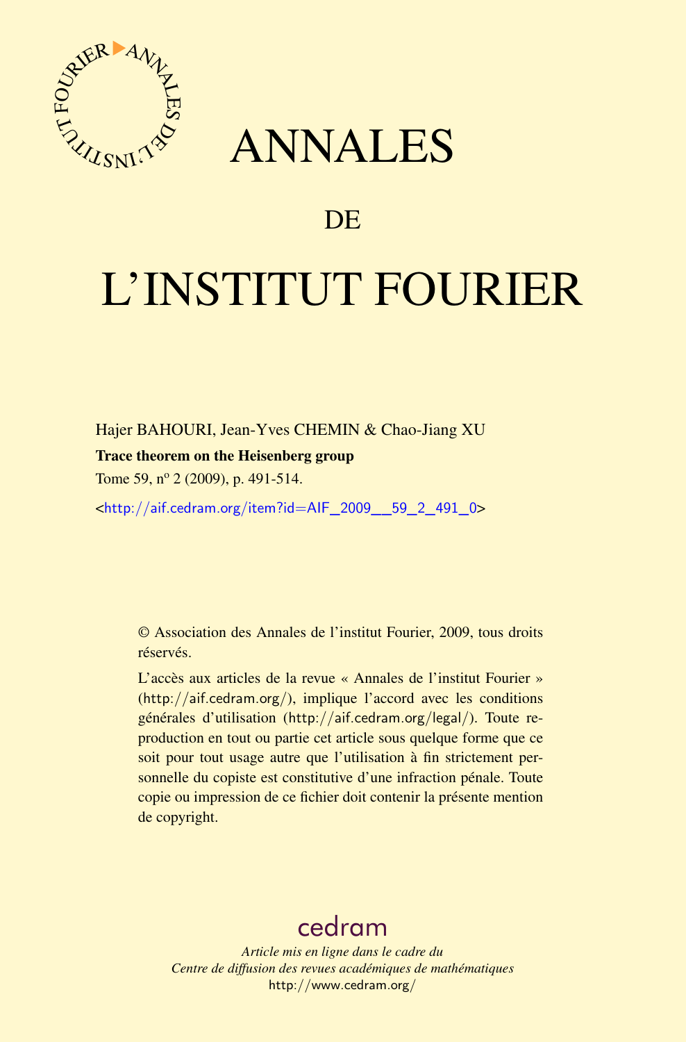# ANNALES

# DE

# L'INSTITUT FOURIER

Hajer BAHOURI, Jean-Yves CHEMIN & Chao-Jiang XU

**Trace theorem on the Heisenberg group**

Tome 59, nº 2 (2009), p. 491-514.

<http://aif.cedram.org/item?id=AIF_2009__59_2_491_0>

© Association des Annales de l'institut Fourier, 2009, tous droits réservés.

L'accès aux articles de la revue « Annales de l'institut Fourier » (http://aif.cedram.org/), implique l'accord avec les conditions générales d'utilisation (http://aif.cedram.org/legal/). Toute reproduction en tout ou partie cet article sous quelque forme que ce soit pour tout usage autre que l'utilisation à fin strictement personnelle du copiste est constitutive d'une infraction pénale. Toute copie ou impression de ce fichier doit contenir la présente mention de copyright.

cedram

*Article mis en ligne dans le cadre du*
*Centre de diffusion des revues académiques de mathématiques*
http://www.cedram.org/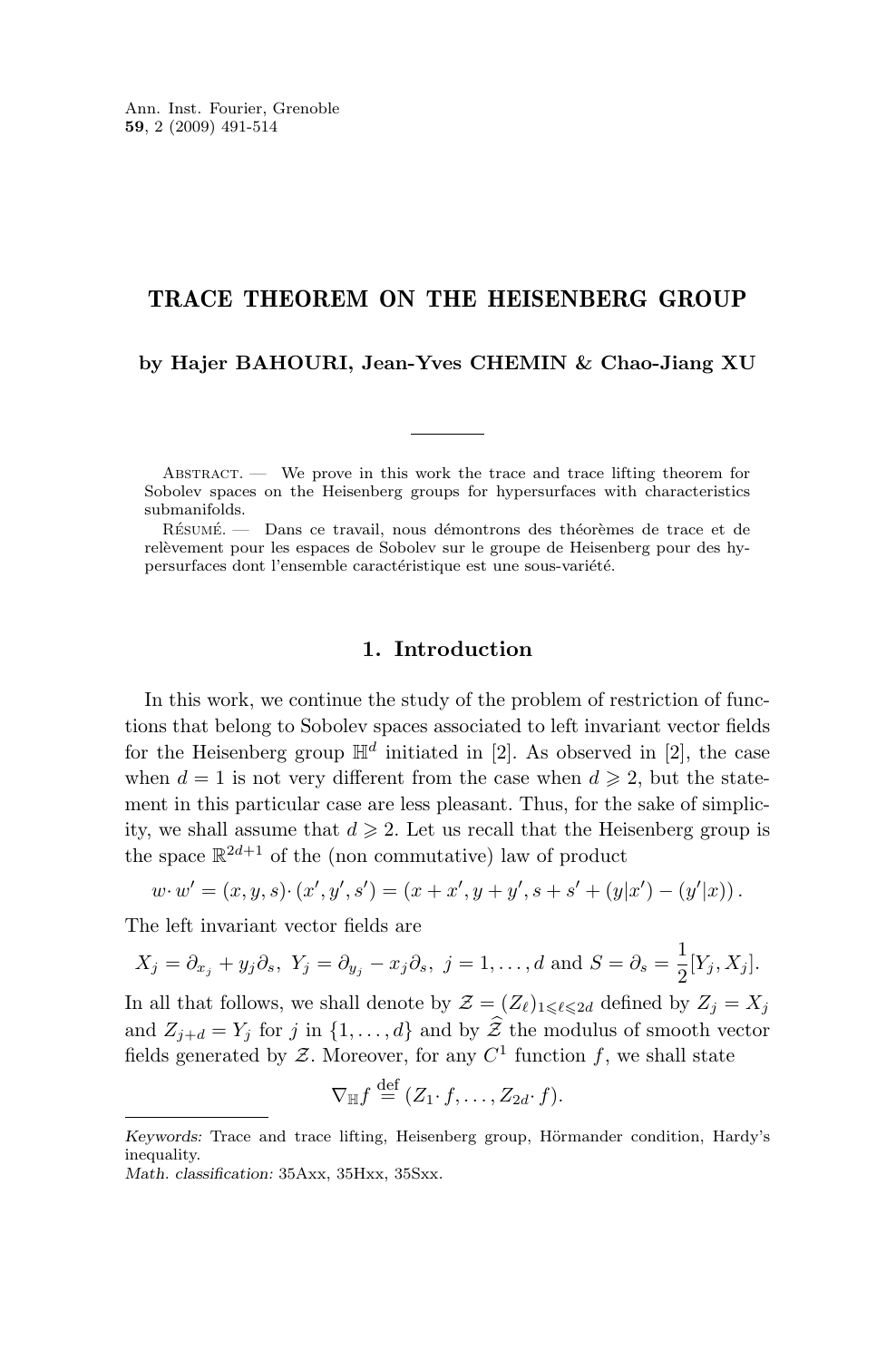# TRACE THEOREM ON THE HEISENBERG GROUP

**by Hajer BAHOURI, Jean-Yves CHEMIN & Chao-Jiang XU**

---

Abstract. — We prove in this work the trace and trace lifting theorem for Sobolev spaces on the Heisenberg groups for hypersurfaces with characteristics submanifolds.

Résumé. — Dans ce travail, nous démontrons des théorèmes de trace et de relèvement pour les espaces de Sobolev sur le groupe de Heisenberg pour des hypersurfaces dont l'ensemble caractéristique est une sous-variété.

## 1. Introduction

In this work, we continue the study of the problem of restriction of functions that belong to Sobolev spaces associated to left invariant vector fields for the Heisenberg group $\mathbb{H}^d$ initiated in [2]. As observed in [2], the case when $d = 1$ is not very different from the case when $d \geqslant 2$, but the statement in this particular case are less pleasant. Thus, for the sake of simplicity, we shall assume that $d \geqslant 2$. Let us recall that the Heisenberg group is the space $\mathbb{R}^{2d+1}$ of the (non commutative) law of product

$$w \cdot w' = (x, y, s) \cdot (x', y', s') = (x + x', y + y', s + s' + (y|x') - (y'|x))\,.$$

The left invariant vector fields are

$$X_j = \partial_{x_j} + y_j \partial_s,\ Y_j = \partial_{y_j} - x_j \partial_s,\ j = 1, \ldots, d \text{ and } S = \partial_s = \frac{1}{2}[Y_j, X_j].$$

In all that follows, we shall denote by $\mathcal{Z} = (Z_\ell)_{1 \leqslant \ell \leqslant 2d}$ defined by $Z_j = X_j$ and $Z_{j+d} = Y_j$ for $j$ in $\{1, \ldots, d\}$ and by $\widehat{\mathcal{Z}}$ the modulus of smooth vector fields generated by $\mathcal{Z}$. Moreover, for any $C^1$ function $f$, we shall state

$$\nabla_{\mathbb{H}} f \overset{\text{def}}{=} (Z_1 \cdot f, \ldots, Z_{2d} \cdot f).$$

---

*Keywords:* Trace and trace lifting, Heisenberg group, Hörmander condition, Hardy's inequality.
*Math. classification:* 35Axx, 35Hxx, 35Sxx.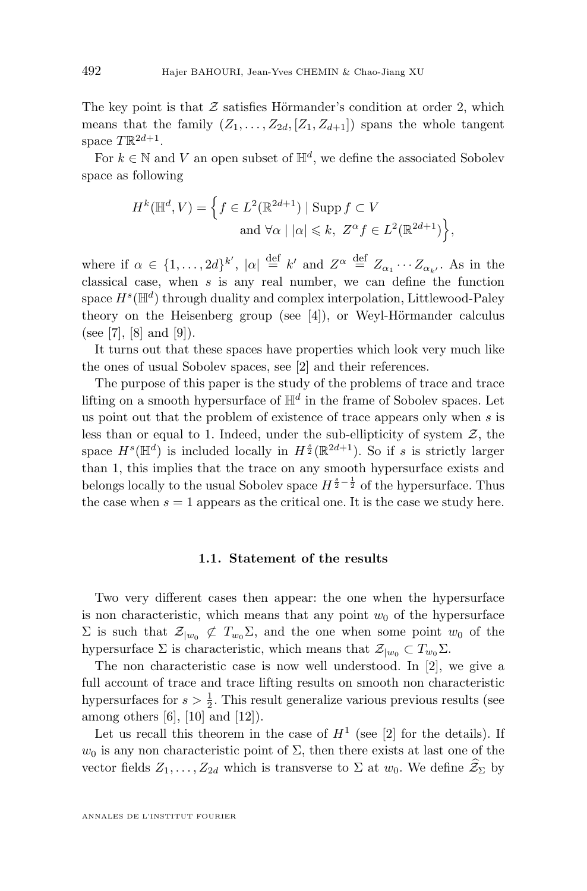The key point is that $\mathcal{Z}$ satisfies Hörmander's condition at order 2, which means that the family $(Z_1, \ldots, Z_{2d}, [Z_1, Z_{d+1}])$ spans the whole tangent space $T\mathbb{R}^{2d+1}$.

For $k \in \mathbb{N}$ and $V$ an open subset of $\mathbb{H}^d$, we define the associated Sobolev space as following

$$
\begin{aligned}
H^k(\mathbb{H}^d, V) = \Big\{ f \in L^2(\mathbb{R}^{2d+1}) \mid & \operatorname{Supp} f \subset V \\
& \text{and } \forall \alpha \mid |\alpha| \leqslant k,\ Z^\alpha f \in L^2(\mathbb{R}^{2d+1}) \Big\},
\end{aligned}
$$

where if $\alpha \in \{1, \ldots, 2d\}^{k'}$, $|\alpha| \stackrel{\text{def}}{=} k'$ and $Z^\alpha \stackrel{\text{def}}{=} Z_{\alpha_1} \cdots Z_{\alpha_{k'}}$. As in the classical case, when $s$ is any real number, we can define the function space $H^s(\mathbb{H}^d)$ through duality and complex interpolation, Littlewood-Paley theory on the Heisenberg group (see [4]), or Weyl-Hörmander calculus (see [7], [8] and [9]).

It turns out that these spaces have properties which look very much like the ones of usual Sobolev spaces, see [2] and their references.

The purpose of this paper is the study of the problems of trace and trace lifting on a smooth hypersurface of $\mathbb{H}^d$ in the frame of Sobolev spaces. Let us point out that the problem of existence of trace appears only when $s$ is less than or equal to 1. Indeed, under the sub-ellipticity of system $\mathcal{Z}$, the space $H^s(\mathbb{H}^d)$ is included locally in $H^{\frac{s}{2}}(\mathbb{R}^{2d+1})$. So if $s$ is strictly larger than 1, this implies that the trace on any smooth hypersurface exists and belongs locally to the usual Sobolev space $H^{\frac{s}{2}-\frac{1}{2}}$ of the hypersurface. Thus the case when $s = 1$ appears as the critical one. It is the case we study here.

### 1.1. Statement of the results

Two very different cases then appear: the one when the hypersurface is non characteristic, which means that any point $w_0$ of the hypersurface $\Sigma$ is such that $\mathcal{Z}_{|w_0} \not\subset T_{w_0}\Sigma$, and the one when some point $w_0$ of the hypersurface $\Sigma$ is characteristic, which means that $\mathcal{Z}_{|w_0} \subset T_{w_0}\Sigma$.

The non characteristic case is now well understood. In [2], we give a full account of trace and trace lifting results on smooth non characteristic hypersurfaces for $s > \frac{1}{2}$. This result generalize various previous results (see among others [6], [10] and [12]).

Let us recall this theorem in the case of $H^1$ (see [2] for the details). If $w_0$ is any non characteristic point of $\Sigma$, then there exists at last one of the vector fields $Z_1, \ldots, Z_{2d}$ which is transverse to $\Sigma$ at $w_0$. We define $\widehat{\mathcal{Z}}_\Sigma$ by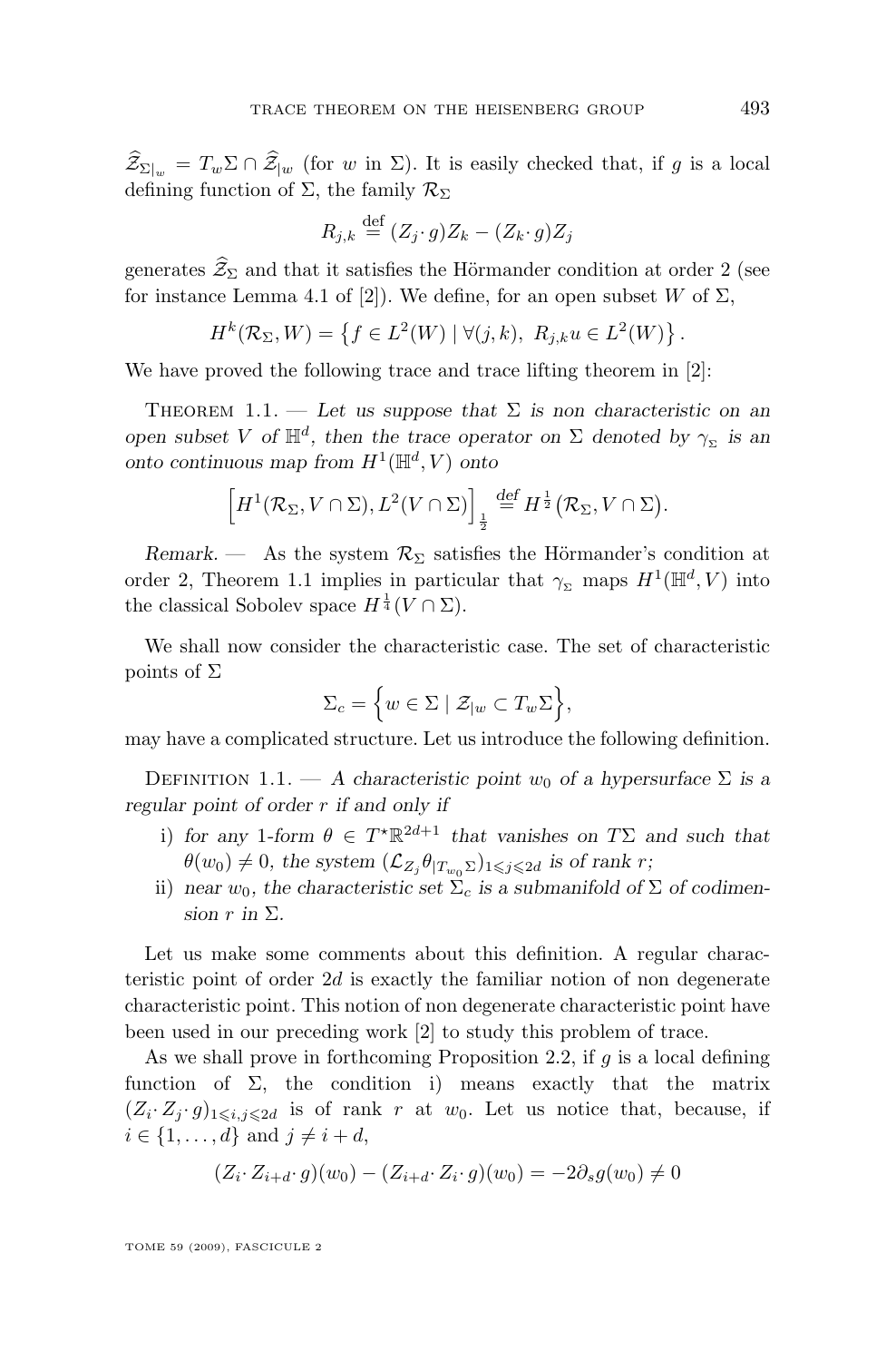$\widehat{\mathcal{Z}}_{\Sigma|_w} = T_w\Sigma \cap \widehat{\mathcal{Z}}_{|w}$ (for $w$ in $\Sigma$). It is easily checked that, if $g$ is a local defining function of $\Sigma$, the family $\mathcal{R}_\Sigma$

$$R_{j,k} \stackrel{\text{def}}{=} (Z_j \cdot g) Z_k - (Z_k \cdot g) Z_j$$

generates $\widehat{\mathcal{Z}}_\Sigma$ and that it satisfies the Hörmander condition at order 2 (see for instance Lemma 4.1 of [2]). We define, for an open subset $W$ of $\Sigma$,

$$H^k(\mathcal{R}_\Sigma, W) = \left\{ f \in L^2(W) \mid \forall (j,k),\ R_{j,k} u \in L^2(W) \right\}.$$

We have proved the following trace and trace lifting theorem in [2]:

Theorem 1.1. — *Let us suppose that $\Sigma$ is non characteristic on an open subset $V$ of $\mathbb{H}^d$, then the trace operator on $\Sigma$ denoted by $\gamma_\Sigma$ is an onto continuous map from $H^1(\mathbb{H}^d, V)$ onto*

$$\Big[ H^1(\mathcal{R}_\Sigma, V \cap \Sigma), L^2(V \cap \Sigma) \Big]_{\frac{1}{2}} \stackrel{\text{def}}{=} H^{\frac{1}{2}}\big(\mathcal{R}_\Sigma, V \cap \Sigma\big).$$

*Remark.* — As the system $\mathcal{R}_\Sigma$ satisfies the Hörmander's condition at order 2, Theorem 1.1 implies in particular that $\gamma_\Sigma$ maps $H^1(\mathbb{H}^d, V)$ into the classical Sobolev space $H^{\frac{1}{4}}(V \cap \Sigma)$.

We shall now consider the characteristic case. The set of characteristic points of $\Sigma$

$$\Sigma_c = \Big\{ w \in \Sigma \mid \mathcal{Z}_{|w} \subset T_w \Sigma \Big\},$$

may have a complicated structure. Let us introduce the following definition.

Definition 1.1. — *A characteristic point $w_0$ of a hypersurface $\Sigma$ is a regular point of order $r$ if and only if*

i) *for any 1-form $\theta \in T^\star \mathbb{R}^{2d+1}$ that vanishes on $T\Sigma$ and such that $\theta(w_0) \neq 0$, the system $(\mathcal{L}_{Z_j} \theta_{|T_{w_0}\Sigma})_{1 \leqslant j \leqslant 2d}$ is of rank $r$;*

ii) *near $w_0$, the characteristic set $\Sigma_c$ is a submanifold of $\Sigma$ of codimension $r$ in $\Sigma$.*

Let us make some comments about this definition. A regular characteristic point of order $2d$ is exactly the familiar notion of non degenerate characteristic point. This notion of non degenerate characteristic point have been used in our preceding work [2] to study this problem of trace.

As we shall prove in forthcoming Proposition 2.2, if $g$ is a local defining function of $\Sigma$, the condition i) means exactly that the matrix $(Z_i \cdot Z_j \cdot g)_{1 \leqslant i,j \leqslant 2d}$ is of rank $r$ at $w_0$. Let us notice that, because, if $i \in \{1, \ldots, d\}$ and $j \neq i + d$,

$$(Z_i \cdot Z_{i+d} \cdot g)(w_0) - (Z_{i+d} \cdot Z_i \cdot g)(w_0) = -2\partial_s g(w_0) \neq 0$$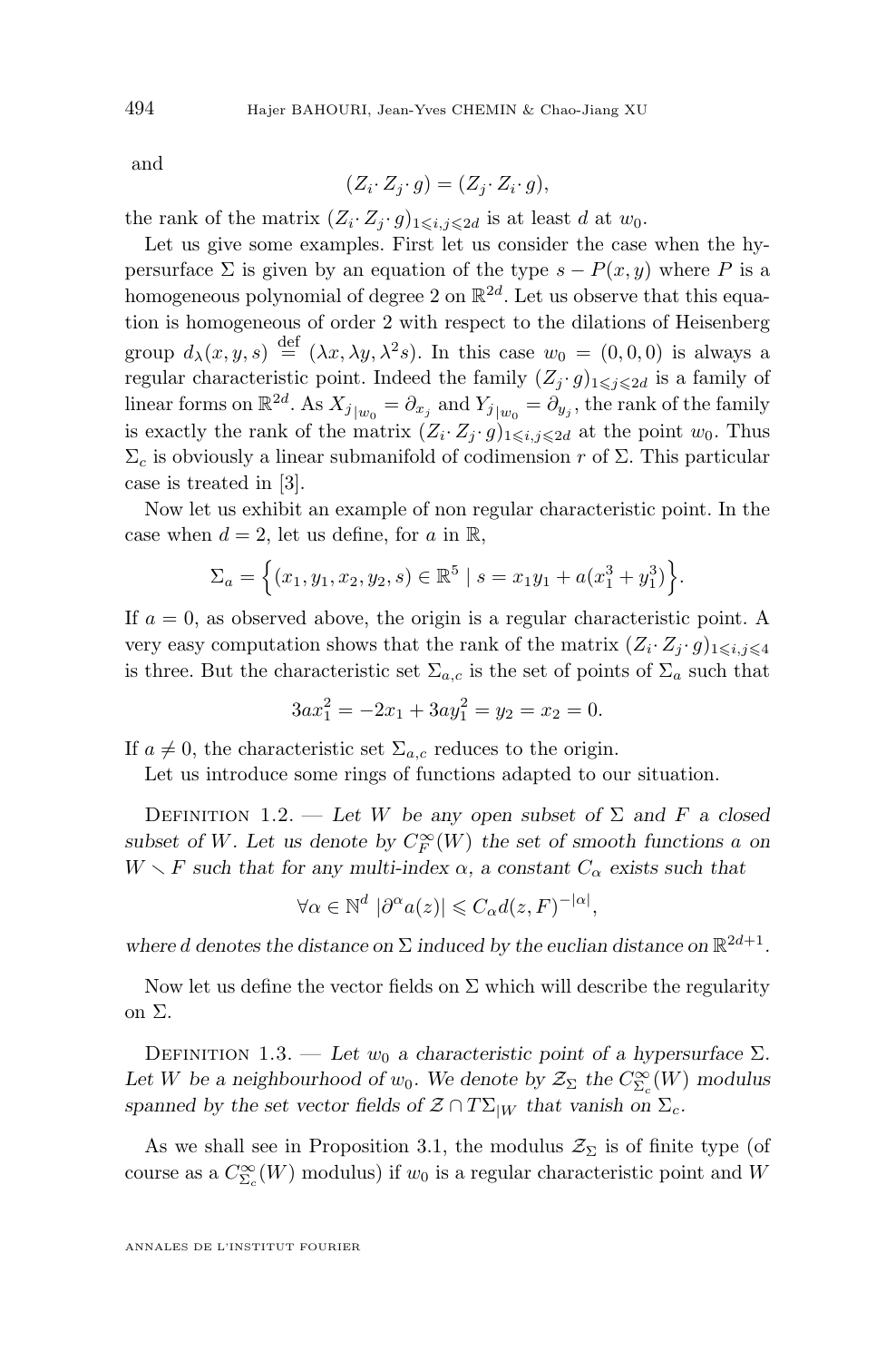and

$$(Z_i \cdot Z_j \cdot g) = (Z_j \cdot Z_i \cdot g),$$

the rank of the matrix $(Z_i \cdot Z_j \cdot g)_{1 \leqslant i,j \leqslant 2d}$ is at least $d$ at $w_0$.

Let us give some examples. First let us consider the case when the hypersurface $\Sigma$ is given by an equation of the type $s - P(x, y)$ where $P$ is a homogeneous polynomial of degree 2 on $\mathbb{R}^{2d}$. Let us observe that this equation is homogeneous of order 2 with respect to the dilations of Heisenberg group $d_\lambda(x, y, s) \stackrel{\text{def}}{=} (\lambda x, \lambda y, \lambda^2 s)$. In this case $w_0 = (0, 0, 0)$ is always a regular characteristic point. Indeed the family $(Z_j \cdot g)_{1 \leqslant j \leqslant 2d}$ is a family of linear forms on $\mathbb{R}^{2d}$. As $X_{j|w_0} = \partial_{x_j}$ and $Y_{j|w_0} = \partial_{y_j}$, the rank of the family is exactly the rank of the matrix $(Z_i \cdot Z_j \cdot g)_{1 \leqslant i,j \leqslant 2d}$ at the point $w_0$. Thus $\Sigma_c$ is obviously a linear submanifold of codimension $r$ of $\Sigma$. This particular case is treated in [3].

Now let us exhibit an example of non regular characteristic point. In the case when $d = 2$, let us define, for $a$ in $\mathbb{R}$,

$$\Sigma_a = \Big\{ (x_1, y_1, x_2, y_2, s) \in \mathbb{R}^5 \mid s = x_1 y_1 + a(x_1^3 + y_1^3) \Big\}.$$

If $a = 0$, as observed above, the origin is a regular characteristic point. A very easy computation shows that the rank of the matrix $(Z_i \cdot Z_j \cdot g)_{1 \leqslant i,j \leqslant 4}$ is three. But the characteristic set $\Sigma_{a,c}$ is the set of points of $\Sigma_a$ such that

$$3ax_1^2 = -2x_1 + 3ay_1^2 = y_2 = x_2 = 0.$$

If $a \neq 0$, the characteristic set $\Sigma_{a,c}$ reduces to the origin.

Let us introduce some rings of functions adapted to our situation.

Definition 1.2. — *Let $W$ be any open subset of $\Sigma$ and $F$ a closed subset of $W$. Let us denote by $C^\infty_F(W)$ the set of smooth functions $a$ on $W \setminus F$ such that for any multi-index $\alpha$, a constant $C_\alpha$ exists such that*

$$\forall \alpha \in \mathbb{N}^d \ |\partial^\alpha a(z)| \leqslant C_\alpha d(z, F)^{-|\alpha|},$$

*where $d$ denotes the distance on $\Sigma$ induced by the euclian distance on $\mathbb{R}^{2d+1}$.*

Now let us define the vector fields on $\Sigma$ which will describe the regularity on $\Sigma$.

Definition 1.3. — *Let $w_0$ a characteristic point of a hypersurface $\Sigma$. Let $W$ be a neighbourhood of $w_0$. We denote by $\mathcal{Z}_\Sigma$ the $C^\infty_{\Sigma_c}(W)$ modulus spanned by the set vector fields of $\mathcal{Z} \cap T\Sigma_{|W}$ that vanish on $\Sigma_c$.*

As we shall see in Proposition 3.1, the modulus $\mathcal{Z}_\Sigma$ is of finite type (of course as a $C^\infty_{\Sigma_c}(W)$ modulus) if $w_0$ is a regular characteristic point and $W$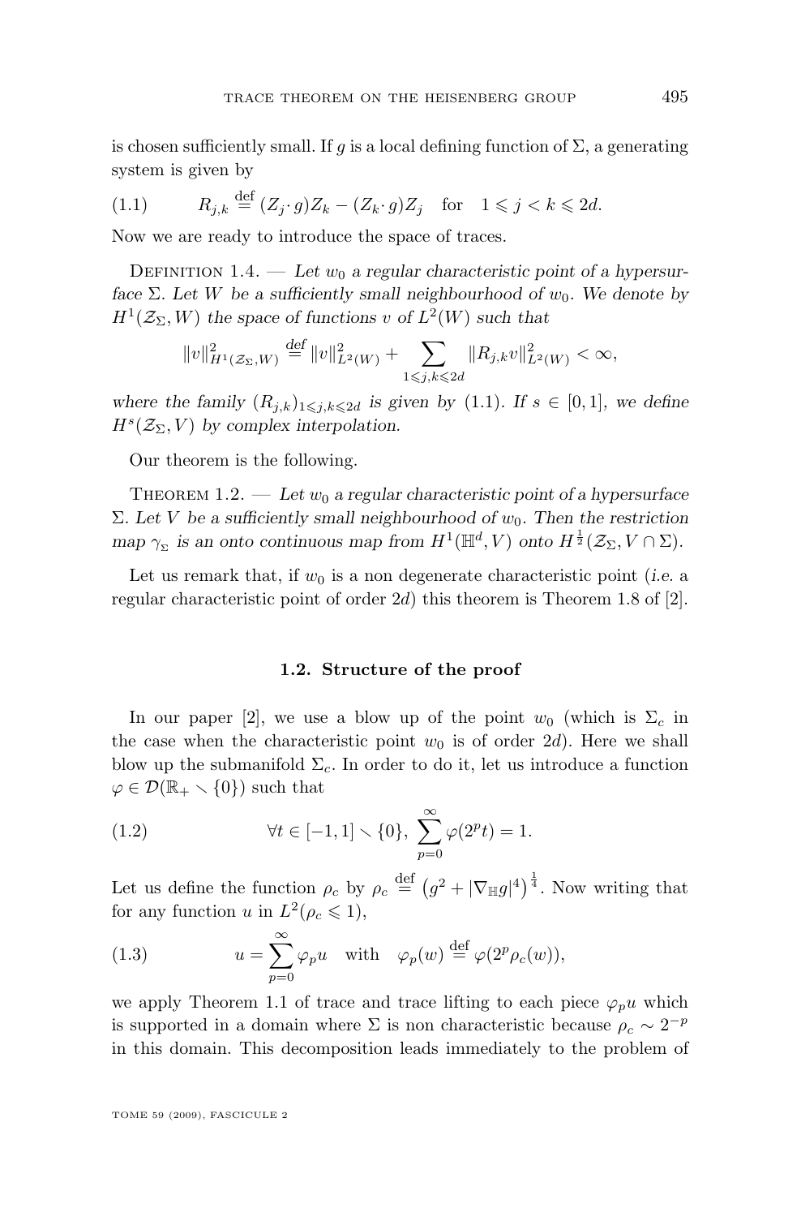is chosen sufficiently small. If $g$ is a local defining function of $\Sigma$, a generating system is given by

$$R_{j,k} \stackrel{\text{def}}{=} (Z_j \cdot g) Z_k - (Z_k \cdot g) Z_j \quad \text{for} \quad 1 \leqslant j < k \leqslant 2d. \tag{1.1}$$

Now we are ready to introduce the space of traces.

Definition 1.4. — *Let $w_0$ a regular characteristic point of a hypersurface $\Sigma$. Let $W$ be a sufficiently small neighbourhood of $w_0$. We denote by $H^1(\mathcal{Z}_\Sigma, W)$ the space of functions $v$ of $L^2(W)$ such that*

$$\|v\|^2_{H^1(\mathcal{Z}_\Sigma, W)} \stackrel{\text{def}}{=} \|v\|^2_{L^2(W)} + \sum_{1 \leqslant j,k \leqslant 2d} \|R_{j,k} v\|^2_{L^2(W)} < \infty,$$

*where the family $(R_{j,k})_{1 \leqslant j,k \leqslant 2d}$ is given by (1.1). If $s \in [0,1]$, we define $H^s(\mathcal{Z}_\Sigma, V)$ by complex interpolation.*

Our theorem is the following.

Theorem 1.2. — *Let $w_0$ a regular characteristic point of a hypersurface $\Sigma$. Let $V$ be a sufficiently small neighbourhood of $w_0$. Then the restriction map $\gamma_\Sigma$ is an onto continuous map from $H^1(\mathbb{H}^d, V)$ onto $H^{\frac{1}{2}}(\mathcal{Z}_\Sigma, V \cap \Sigma)$.*

Let us remark that, if $w_0$ is a non degenerate characteristic point (*i.e.* a regular characteristic point of order $2d$) this theorem is Theorem 1.8 of [2].

### 1.2. Structure of the proof

In our paper [2], we use a blow up of the point $w_0$ (which is $\Sigma_c$ in the case when the characteristic point $w_0$ is of order $2d$). Here we shall blow up the submanifold $\Sigma_c$. In order to do it, let us introduce a function $\varphi \in \mathcal{D}(\mathbb{R}_+ \setminus \{0\})$ such that

$$\forall t \in [-1,1] \setminus \{0\}, \ \sum_{p=0}^{\infty} \varphi(2^p t) = 1. \tag{1.2}$$

Let us define the function $\rho_c$ by $\rho_c \stackrel{\text{def}}{=} \left(g^2 + |\nabla_{\mathbb{H}} g|^4\right)^{\frac{1}{4}}$. Now writing that for any function $u$ in $L^2(\rho_c \leqslant 1)$,

$$u = \sum_{p=0}^{\infty} \varphi_p u \quad \text{with} \quad \varphi_p(w) \stackrel{\text{def}}{=} \varphi(2^p \rho_c(w)), \tag{1.3}$$

we apply Theorem 1.1 of trace and trace lifting to each piece $\varphi_p u$ which is supported in a domain where $\Sigma$ is non characteristic because $\rho_c \sim 2^{-p}$ in this domain. This decomposition leads immediately to the problem of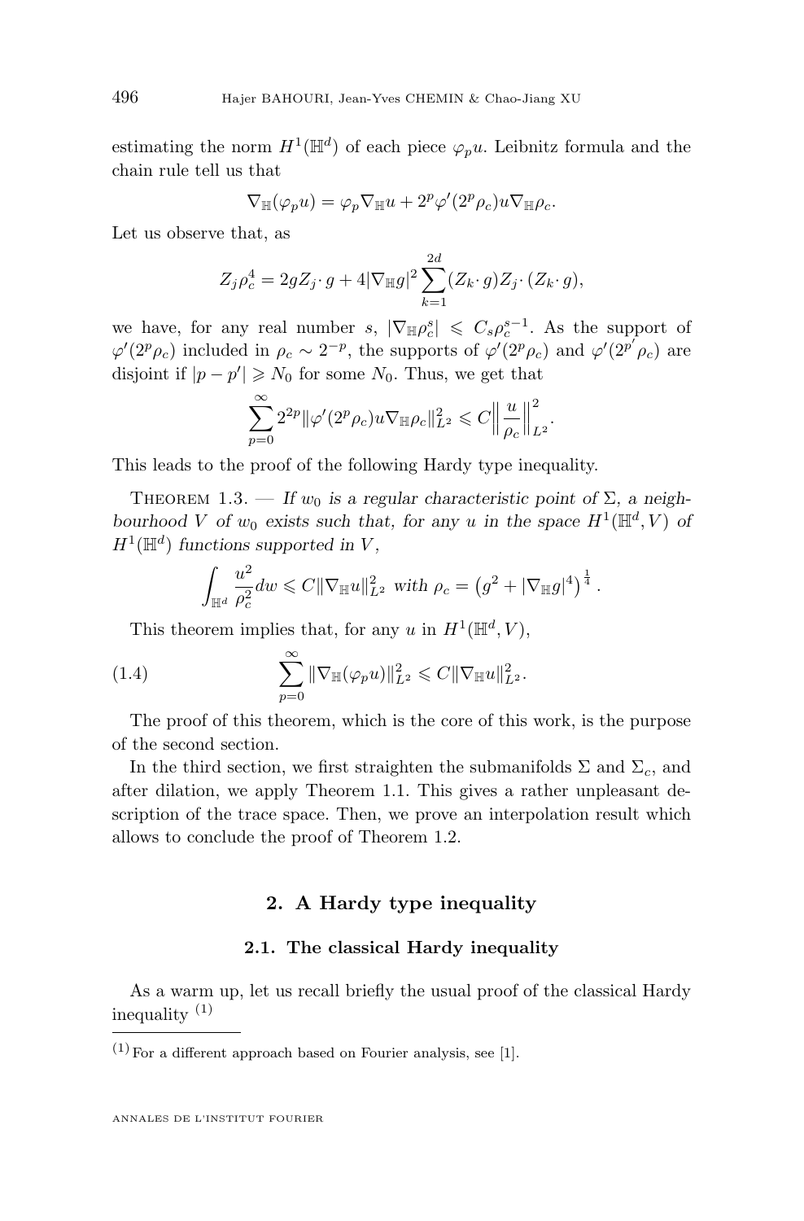estimating the norm $H^1(\mathbb{H}^d)$ of each piece $\varphi_p u$. Leibnitz formula and the chain rule tell us that

$$\nabla_{\mathbb{H}}(\varphi_p u) = \varphi_p \nabla_{\mathbb{H}} u + 2^p \varphi'(2^p \rho_c) u \nabla_{\mathbb{H}} \rho_c.$$

Let us observe that, as

$$Z_j \rho_c^4 = 2g Z_j \cdot g + 4|\nabla_{\mathbb{H}} g|^2 \sum_{k=1}^{2d} (Z_k \cdot g) Z_j \cdot (Z_k \cdot g),$$

we have, for any real number $s$, $|\nabla_{\mathbb{H}} \rho_c^s| \leqslant C_s \rho_c^{s-1}$. As the support of $\varphi'(2^p \rho_c)$ included in $\rho_c \sim 2^{-p}$, the supports of $\varphi'(2^p \rho_c)$ and $\varphi'(2^{p'} \rho_c)$ are disjoint if $|p - p'| \geqslant N_0$ for some $N_0$. Thus, we get that

$$\sum_{p=0}^{\infty} 2^{2p} \|\varphi'(2^p \rho_c) u \nabla_{\mathbb{H}} \rho_c\|_{L^2}^2 \leqslant C \Big\| \frac{u}{\rho_c} \Big\|_{L^2}^2.$$

This leads to the proof of the following Hardy type inequality.

THEOREM 1.3. — *If $w_0$ is a regular characteristic point of $\Sigma$, a neighbourhood $V$ of $w_0$ exists such that, for any $u$ in the space $H^1(\mathbb{H}^d, V)$ of $H^1(\mathbb{H}^d)$ functions supported in $V$,*

$$\int_{\mathbb{H}^d} \frac{u^2}{\rho_c^2} dw \leqslant C \|\nabla_{\mathbb{H}} u\|_{L^2}^2 \text{ with } \rho_c = \left(g^2 + |\nabla_{\mathbb{H}} g|^4\right)^{\frac{1}{4}}.$$

This theorem implies that, for any $u$ in $H^1(\mathbb{H}^d, V)$,

$$\sum_{p=0}^{\infty} \|\nabla_{\mathbb{H}}(\varphi_p u)\|_{L^2}^2 \leqslant C \|\nabla_{\mathbb{H}} u\|_{L^2}^2. \tag{1.4}$$

The proof of this theorem, which is the core of this work, is the purpose of the second section.

In the third section, we first straighten the submanifolds $\Sigma$ and $\Sigma_c$, and after dilation, we apply Theorem 1.1. This gives a rather unpleasant description of the trace space. Then, we prove an interpolation result which allows to conclude the proof of Theorem 1.2.

## 2. A Hardy type inequality

### 2.1. The classical Hardy inequality

As a warm up, let us recall briefly the usual proof of the classical Hardy inequality [(1)]

---

(1) For a different approach based on Fourier analysis, see [1].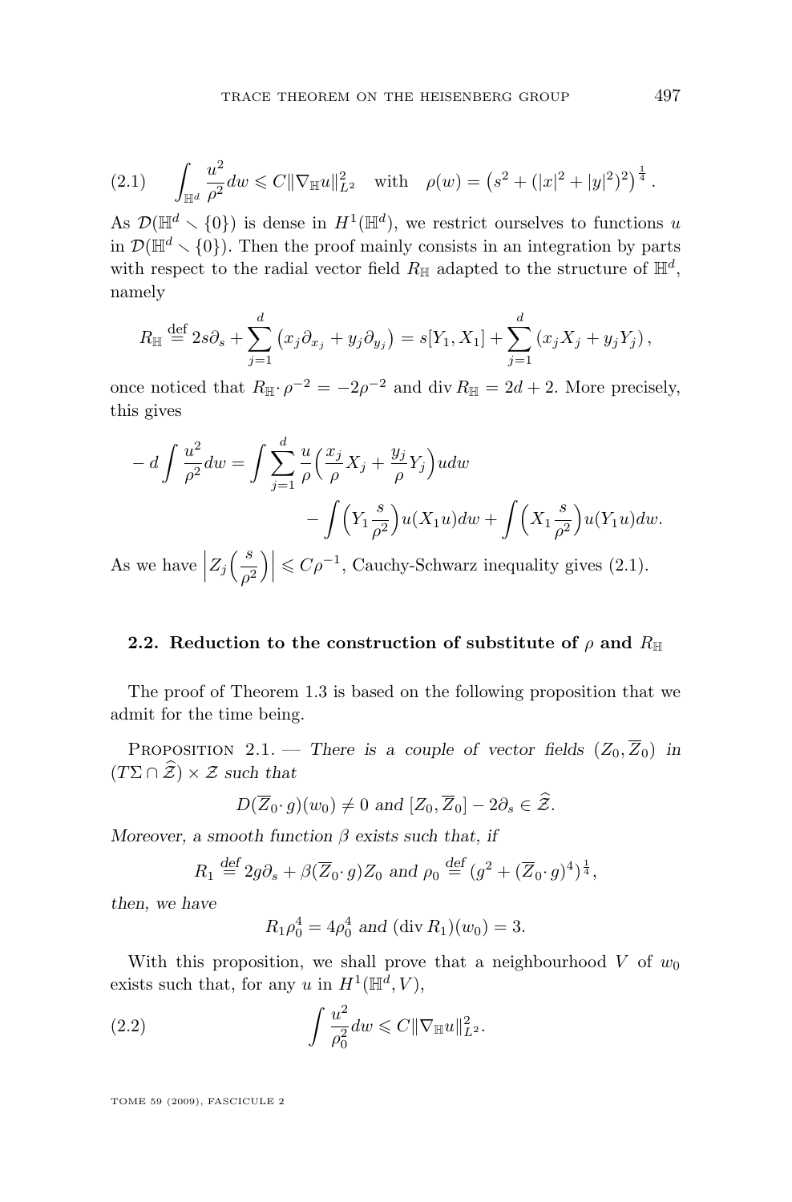$$(2.1) \qquad \int_{\mathbb{H}^d} \frac{u^2}{\rho^2} dw \leqslant C \|\nabla_{\mathbb{H}} u\|_{L^2}^2 \quad \text{with} \quad \rho(w) = \left(s^2 + (|x|^2 + |y|^2)^2\right)^{\frac{1}{4}}.$$

As $\mathcal{D}(\mathbb{H}^d \smallsetminus \{0\})$ is dense in $H^1(\mathbb{H}^d)$, we restrict ourselves to functions $u$ in $\mathcal{D}(\mathbb{H}^d \smallsetminus \{0\})$. Then the proof mainly consists in an integration by parts with respect to the radial vector field $R_{\mathbb{H}}$ adapted to the structure of $\mathbb{H}^d$, namely

$$R_{\mathbb{H}} \stackrel{\text{def}}{=} 2s\partial_s + \sum_{j=1}^{d} \left(x_j \partial_{x_j} + y_j \partial_{y_j}\right) = s[Y_1, X_1] + \sum_{j=1}^{d} \left(x_j X_j + y_j Y_j\right),$$

once noticed that $R_{\mathbb{H}} \cdot \rho^{-2} = -2\rho^{-2}$ and $\operatorname{div} R_{\mathbb{H}} = 2d + 2$. More precisely, this gives

$$-d \int \frac{u^2}{\rho^2} dw = \int \sum_{j=1}^{d} \frac{u}{\rho} \Big(\frac{x_j}{\rho} X_j + \frac{y_j}{\rho} Y_j\Big) u dw - \int \Big(Y_1 \frac{s}{\rho^2}\Big) u(X_1 u) dw + \int \Big(X_1 \frac{s}{\rho^2}\Big) u(Y_1 u) dw.$$

As we have $\left| Z_j\Big(\dfrac{s}{\rho^2}\Big)\right| \leqslant C\rho^{-1}$, Cauchy-Schwarz inequality gives (2.1).

### 2.2. Reduction to the construction of substitute of $\rho$ and $R_{\mathbb{H}}$

The proof of Theorem 1.3 is based on the following proposition that we admit for the time being.

Proposition 2.1. — *There is a couple of vector fields $(Z_0, \overline{Z}_0)$ in $(T\Sigma \cap \widehat{\mathcal{Z}}) \times \mathcal{Z}$ such that*

$$D(\overline{Z}_0 \cdot g)(w_0) \neq 0 \text{ and } [Z_0, \overline{Z}_0] - 2\partial_s \in \widehat{\mathcal{Z}}.$$

*Moreover, a smooth function $\beta$ exists such that, if*

$$R_1 \stackrel{\text{def}}{=} 2g\partial_s + \beta(\overline{Z}_0 \cdot g) Z_0 \text{ and } \rho_0 \stackrel{\text{def}}{=} (g^2 + (\overline{Z}_0 \cdot g)^4)^{\frac{1}{4}},$$

*then, we have*

$$R_1 \rho_0^4 = 4\rho_0^4 \text{ and } (\operatorname{div} R_1)(w_0) = 3.$$

With this proposition, we shall prove that a neighbourhood $V$ of $w_0$ exists such that, for any $u$ in $H^1(\mathbb{H}^d, V)$,

$$(2.2) \qquad \int \frac{u^2}{\rho_0^2} dw \leqslant C \|\nabla_{\mathbb{H}} u\|_{L^2}^2.$$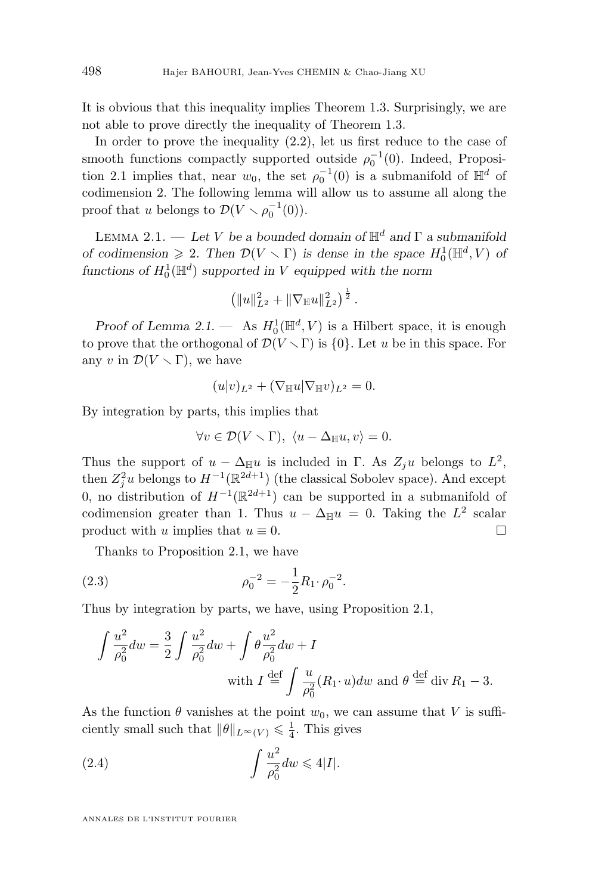It is obvious that this inequality implies Theorem 1.3. Surprisingly, we are not able to prove directly the inequality of Theorem 1.3.

In order to prove the inequality (2.2), let us first reduce to the case of smooth functions compactly supported outside $\rho_0^{-1}(0)$. Indeed, Proposition 2.1 implies that, near $w_0$, the set $\rho_0^{-1}(0)$ is a submanifold of $\mathbb{H}^d$ of codimension 2. The following lemma will allow us to assume all along the proof that $u$ belongs to $\mathcal{D}(V \smallsetminus \rho_0^{-1}(0))$.

Lemma 2.1. — *Let $V$ be a bounded domain of $\mathbb{H}^d$ and $\Gamma$ a submanifold of codimension $\geqslant 2$. Then $\mathcal{D}(V \smallsetminus \Gamma)$ is dense in the space $H_0^1(\mathbb{H}^d, V)$ of functions of $H_0^1(\mathbb{H}^d)$ supported in $V$ equipped with the norm*

$$\left(\|u\|_{L^2}^2 + \|\nabla_{\mathbb{H}} u\|_{L^2}^2\right)^{\frac{1}{2}}.$$

*Proof of Lemma 2.1.* — As $H_0^1(\mathbb{H}^d, V)$ is a Hilbert space, it is enough to prove that the orthogonal of $\mathcal{D}(V \smallsetminus \Gamma)$ is $\{0\}$. Let $u$ be in this space. For any $v$ in $\mathcal{D}(V \smallsetminus \Gamma)$, we have

$$(u|v)_{L^2} + (\nabla_{\mathbb{H}} u|\nabla_{\mathbb{H}} v)_{L^2} = 0.$$

By integration by parts, this implies that

$$\forall v \in \mathcal{D}(V \smallsetminus \Gamma),\ \langle u - \Delta_{\mathbb{H}} u, v\rangle = 0.$$

Thus the support of $u - \Delta_{\mathbb{H}} u$ is included in $\Gamma$. As $Z_j u$ belongs to $L^2$, then $Z_j^2 u$ belongs to $H^{-1}(\mathbb{R}^{2d+1})$ (the classical Sobolev space). And except 0, no distribution of $H^{-1}(\mathbb{R}^{2d+1})$ can be supported in a submanifold of codimension greater than 1. Thus $u - \Delta_{\mathbb{H}} u = 0$. Taking the $L^2$ scalar product with $u$ implies that $u \equiv 0$. $\square$

Thanks to Proposition 2.1, we have

$$\rho_0^{-2} = -\frac{1}{2} R_1 \cdot \rho_0^{-2}. \tag{2.3}$$

Thus by integration by parts, we have, using Proposition 2.1,

$$\int \frac{u^2}{\rho_0^2} dw = \frac{3}{2} \int \frac{u^2}{\rho_0^2} dw + \int \theta \frac{u^2}{\rho_0^2} dw + I$$
$$\text{with } I \stackrel{\text{def}}{=} \int \frac{u}{\rho_0^2} (R_1 \cdot u) dw \text{ and } \theta \stackrel{\text{def}}{=} \operatorname{div} R_1 - 3.$$

As the function $\theta$ vanishes at the point $w_0$, we can assume that $V$ is sufficiently small such that $\|\theta\|_{L^\infty(V)} \leqslant \frac{1}{4}$. This gives

$$\int \frac{u^2}{\rho_0^2} dw \leqslant 4|I|. \tag{2.4}$$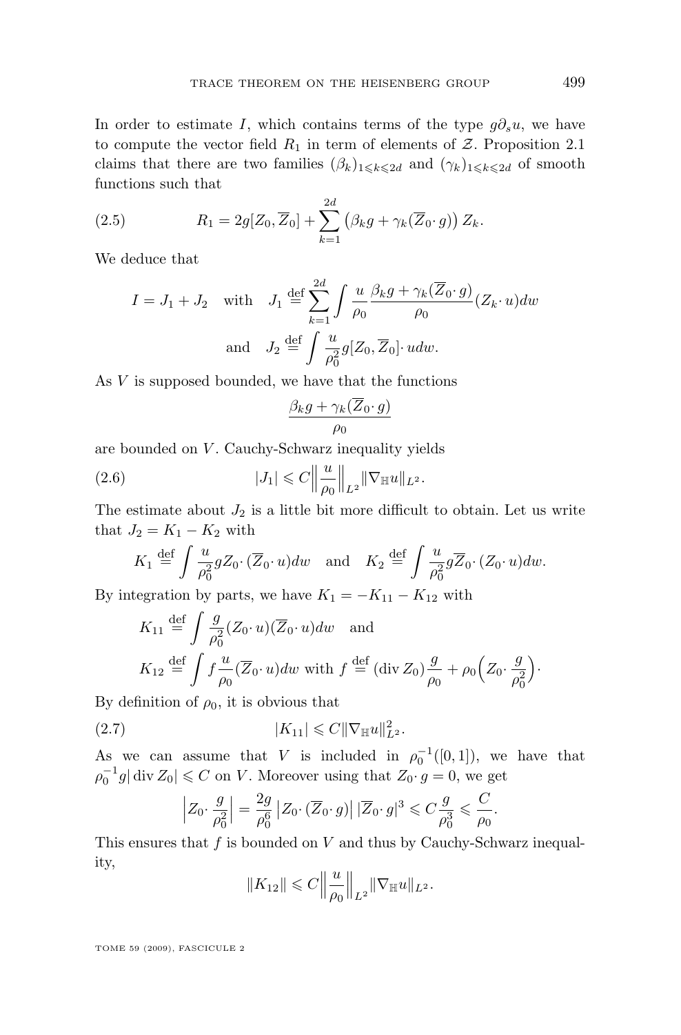In order to estimate $I$, which contains terms of the type $g\partial_s u$, we have to compute the vector field $R_1$ in term of elements of $\mathcal{Z}$. Proposition 2.1 claims that there are two families $(\beta_k)_{1\leqslant k\leqslant 2d}$ and $(\gamma_k)_{1\leqslant k\leqslant 2d}$ of smooth functions such that

$$
R_1 = 2g[Z_0,\overline{Z}_0] + \sum_{k=1}^{2d}\big(\beta_k g + \gamma_k(\overline{Z}_0\cdot g)\big)\, Z_k. \tag{2.5}
$$

We deduce that

$$
I = J_1 + J_2 \quad \text{with} \quad J_1 \stackrel{\text{def}}{=} \sum_{k=1}^{2d}\int \frac{u}{\rho_0}\frac{\beta_k g + \gamma_k(\overline{Z}_0\cdot g)}{\rho_0}(Z_k\cdot u)dw
$$
$$
\text{and} \quad J_2 \stackrel{\text{def}}{=} \int \frac{u}{\rho_0^2} g[Z_0,\overline{Z}_0]\cdot u dw.
$$

As $V$ is supposed bounded, we have that the functions

$$
\frac{\beta_k g + \gamma_k(\overline{Z}_0\cdot g)}{\rho_0}
$$

are bounded on $V$. Cauchy-Schwarz inequality yields

$$
|J_1| \leqslant C\Big\|\frac{u}{\rho_0}\Big\|_{L^2}\|\nabla_{\mathbb{H}} u\|_{L^2}. \tag{2.6}
$$

The estimate about $J_2$ is a little bit more difficult to obtain. Let us write that $J_2 = K_1 - K_2$ with

$$
K_1 \stackrel{\text{def}}{=} \int \frac{u}{\rho_0^2} g Z_0\cdot(\overline{Z}_0\cdot u)dw \quad \text{and} \quad K_2 \stackrel{\text{def}}{=} \int \frac{u}{\rho_0^2} g\overline{Z}_0\cdot(Z_0\cdot u)dw.
$$

By integration by parts, we have $K_1 = -K_{11} - K_{12}$ with

$$
K_{11} \stackrel{\text{def}}{=} \int \frac{g}{\rho_0^2}(Z_0\cdot u)(\overline{Z}_0\cdot u)dw \quad \text{and}
$$
$$
K_{12} \stackrel{\text{def}}{=} \int f\frac{u}{\rho_0}(\overline{Z}_0\cdot u)dw \text{ with } f \stackrel{\text{def}}{=} (\operatorname{div} Z_0)\frac{g}{\rho_0} + \rho_0\Big(Z_0\cdot\frac{g}{\rho_0^2}\Big)\cdot
$$

By definition of $\rho_0$, it is obvious that

$$
|K_{11}| \leqslant C\|\nabla_{\mathbb{H}} u\|_{L^2}^2. \tag{2.7}
$$

As we can assume that $V$ is included in $\rho_0^{-1}([0,1])$, we have that $\rho_0^{-1}g|\operatorname{div} Z_0| \leqslant C$ on $V$. Moreover using that $Z_0\cdot g = 0$, we get

$$
\Big|Z_0\cdot\frac{g}{\rho_0^2}\Big| = \frac{2g}{\rho_0^6}\left|Z_0\cdot(\overline{Z}_0\cdot g)\right| |\overline{Z}_0\cdot g|^3 \leqslant C\frac{g}{\rho_0^3} \leqslant \frac{C}{\rho_0}.
$$

This ensures that $f$ is bounded on $V$ and thus by Cauchy-Schwarz inequality,

$$
\|K_{12}\| \leqslant C\Big\|\frac{u}{\rho_0}\Big\|_{L^2}\|\nabla_{\mathbb{H}} u\|_{L^2}.
$$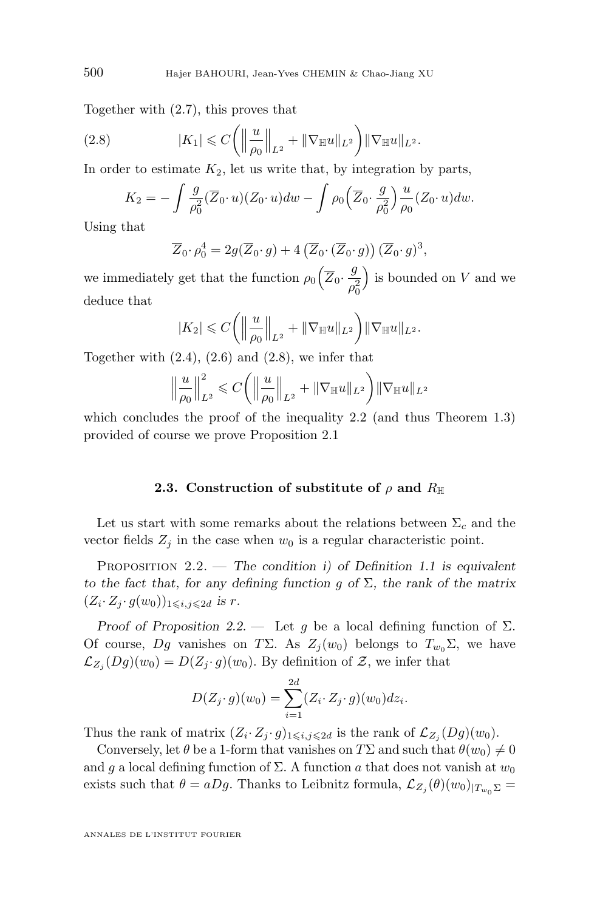Together with (2.7), this proves that

$$|K_1| \leqslant C\Big(\Big\|\frac{u}{\rho_0}\Big\|_{L^2} + \|\nabla_{\mathbb{H}} u\|_{L^2}\Big)\|\nabla_{\mathbb{H}} u\|_{L^2}. \tag{2.8}$$

In order to estimate $K_2$, let us write that, by integration by parts,

$$K_2 = -\int \frac{g}{\rho_0^2}(\overline{Z}_0 \cdot u)(Z_0 \cdot u)dw - \int \rho_0\Big(\overline{Z}_0 \cdot \frac{g}{\rho_0^2}\Big)\frac{u}{\rho_0}(Z_0 \cdot u)dw.$$

Using that

$$\overline{Z}_0 \cdot \rho_0^4 = 2g(\overline{Z}_0 \cdot g) + 4\left(\overline{Z}_0 \cdot (\overline{Z}_0 \cdot g)\right)(\overline{Z}_0 \cdot g)^3,$$

we immediately get that the function $\rho_0\Big(\overline{Z}_0 \cdot \dfrac{g}{\rho_0^2}\Big)$ is bounded on $V$ and we deduce that

$$|K_2| \leqslant C\Big(\Big\|\frac{u}{\rho_0}\Big\|_{L^2} + \|\nabla_{\mathbb{H}} u\|_{L^2}\Big)\|\nabla_{\mathbb{H}} u\|_{L^2}.$$

Together with (2.4), (2.6) and (2.8), we infer that

$$\Big\|\frac{u}{\rho_0}\Big\|_{L^2}^2 \leqslant C\Big(\Big\|\frac{u}{\rho_0}\Big\|_{L^2} + \|\nabla_{\mathbb{H}} u\|_{L^2}\Big)\|\nabla_{\mathbb{H}} u\|_{L^2}$$

which concludes the proof of the inequality 2.2 (and thus Theorem 1.3) provided of course we prove Proposition 2.1

### 2.3. Construction of substitute of $\rho$ and $R_{\mathbb{H}}$

Let us start with some remarks about the relations between $\Sigma_c$ and the vector fields $Z_j$ in the case when $w_0$ is a regular characteristic point.

Proposition 2.2. — *The condition i) of Definition 1.1 is equivalent to the fact that, for any defining function $g$ of $\Sigma$, the rank of the matrix $(Z_i \cdot Z_j \cdot g(w_0))_{1 \leqslant i,j \leqslant 2d}$ is $r$.*

*Proof of Proposition 2.2.* — Let $g$ be a local defining function of $\Sigma$. Of course, $Dg$ vanishes on $T\Sigma$. As $Z_j(w_0)$ belongs to $T_{w_0}\Sigma$, we have $\mathcal{L}_{Z_j}(Dg)(w_0) = D(Z_j \cdot g)(w_0)$. By definition of $\mathcal{Z}$, we infer that

$$D(Z_j \cdot g)(w_0) = \sum_{i=1}^{2d}(Z_i \cdot Z_j \cdot g)(w_0)dz_i.$$

Thus the rank of matrix $(Z_i \cdot Z_j \cdot g)_{1 \leqslant i,j \leqslant 2d}$ is the rank of $\mathcal{L}_{Z_j}(Dg)(w_0)$.

Conversely, let $\theta$ be a 1-form that vanishes on $T\Sigma$ and such that $\theta(w_0) \neq 0$ and $g$ a local defining function of $\Sigma$. A function $a$ that does not vanish at $w_0$ exists such that $\theta = aDg$. Thanks to Leibnitz formula, $\mathcal{L}_{Z_j}(\theta)(w_0)_{|T_{w_0}\Sigma} =$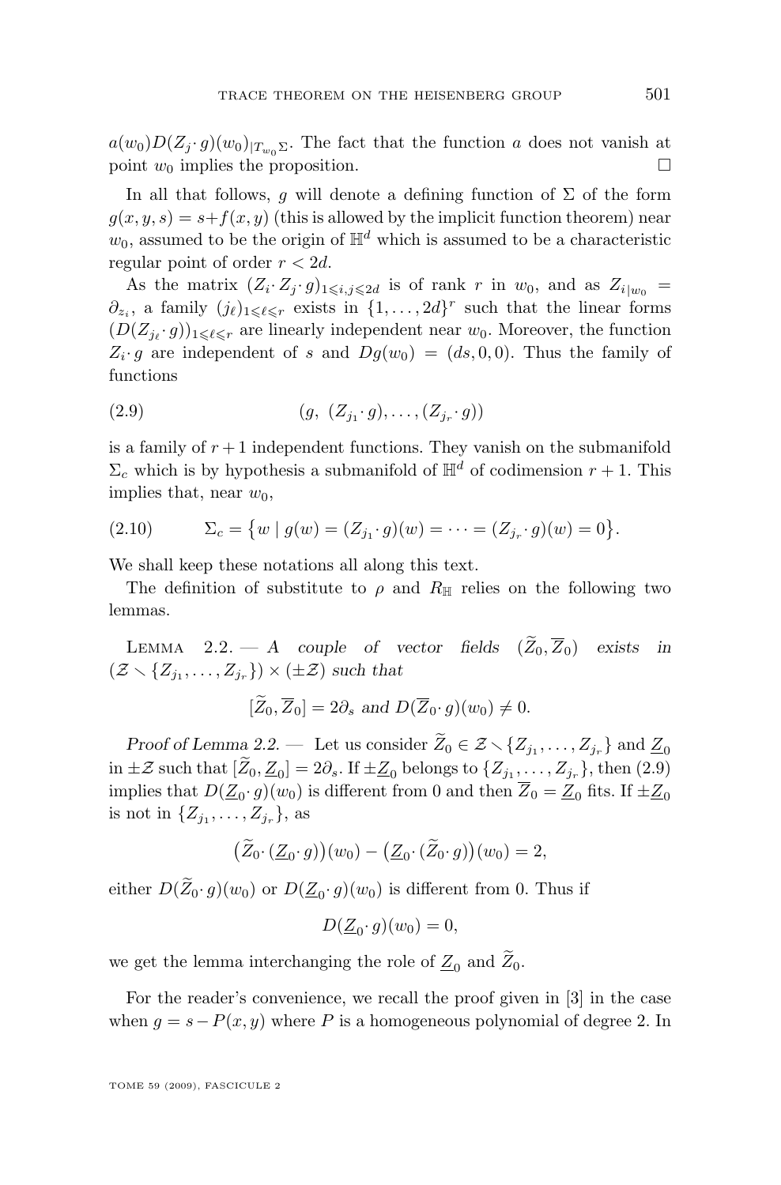$a(w_0)D(Z_j\cdot g)(w_0)_{|T_{w_0}\Sigma}$. The fact that the function $a$ does not vanish at point $w_0$ implies the proposition. □

In all that follows, $g$ will denote a defining function of $\Sigma$ of the form $g(x,y,s)=s+f(x,y)$ (this is allowed by the implicit function theorem) near $w_0$, assumed to be the origin of $\mathbb{H}^d$ which is assumed to be a characteristic regular point of order $r<2d$.

As the matrix $(Z_i\cdot Z_j\cdot g)_{1\leqslant i,j\leqslant 2d}$ is of rank $r$ in $w_0$, and as $Z_{i|w_0}=\partial_{z_i}$, a family $(j_\ell)_{1\leqslant \ell\leqslant r}$ exists in $\{1,\ldots,2d\}^r$ such that the linear forms $(D(Z_{j_\ell}\cdot g))_{1\leqslant\ell\leqslant r}$ are linearly independent near $w_0$. Moreover, the function $Z_i\cdot g$ are independent of $s$ and $Dg(w_0)=(ds,0,0)$. Thus the family of functions

$$(g,\ (Z_{j_1}\cdot g),\ldots,(Z_{j_r}\cdot g)) \tag{2.9}$$

is a family of $r+1$ independent functions. They vanish on the submanifold $\Sigma_c$ which is by hypothesis a submanifold of $\mathbb{H}^d$ of codimension $r+1$. This implies that, near $w_0$,

$$\Sigma_c=\bigl\{w \mid g(w)=(Z_{j_1}\cdot g)(w)=\cdots=(Z_{j_r}\cdot g)(w)=0\bigr\}. \tag{2.10}$$

We shall keep these notations all along this text.

The definition of substitute to $\rho$ and $R_{\mathbb{H}}$ relies on the following two lemmas.

Lemma 2.2. — *A couple of vector fields $(\widetilde{Z}_0,\overline{Z}_0)$ exists in $(\mathcal{Z}\smallsetminus\{Z_{j_1},\ldots,Z_{j_r}\})\times(\pm\mathcal{Z})$ such that*

$$[\widetilde{Z}_0,\overline{Z}_0]=2\partial_s \text{ and } D(\overline{Z}_0\cdot g)(w_0)\neq 0.$$

*Proof of Lemma 2.2.* — Let us consider $\widetilde{Z}_0\in\mathcal{Z}\smallsetminus\{Z_{j_1},\ldots,Z_{j_r}\}$ and $\underline{Z}_0$ in $\pm\mathcal{Z}$ such that $[\widetilde{Z}_0,\underline{Z}_0]=2\partial_s$. If $\pm\underline{Z}_0$ belongs to $\{Z_{j_1},\ldots,Z_{j_r}\}$, then (2.9) implies that $D(\underline{Z}_0\cdot g)(w_0)$ is different from 0 and then $\overline{Z}_0=\underline{Z}_0$ fits. If $\pm\underline{Z}_0$ is not in $\{Z_{j_1},\ldots,Z_{j_r}\}$, as

$$\bigl(\widetilde{Z}_0\cdot(\underline{Z}_0\cdot g)\bigr)(w_0)-\bigl(\underline{Z}_0\cdot(\widetilde{Z}_0\cdot g)\bigr)(w_0)=2,$$

either $D(\widetilde{Z}_0\cdot g)(w_0)$ or $D(\underline{Z}_0\cdot g)(w_0)$ is different from 0. Thus if

$$D(\underline{Z}_0\cdot g)(w_0)=0,$$

we get the lemma interchanging the role of $\underline{Z}_0$ and $\widetilde{Z}_0$.

For the reader's convenience, we recall the proof given in [3] in the case when $g=s-P(x,y)$ where $P$ is a homogeneous polynomial of degree 2. In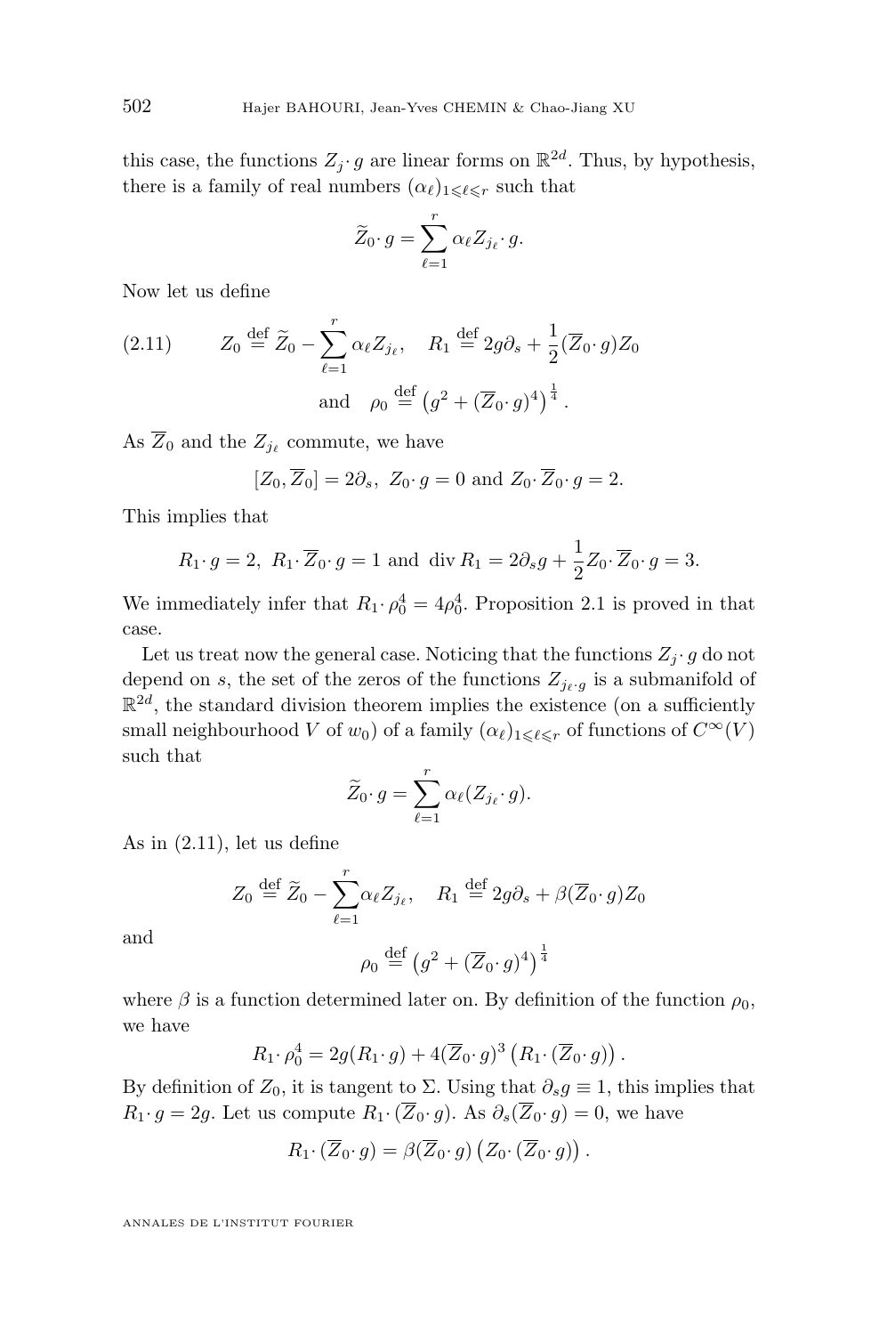this case, the functions $Z_j\cdot g$ are linear forms on $\mathbb{R}^{2d}$. Thus, by hypothesis, there is a family of real numbers $(\alpha_\ell)_{1\leqslant \ell\leqslant r}$ such that

$$\widetilde{Z}_0\cdot g = \sum_{\ell=1}^{r} \alpha_\ell Z_{j_\ell}\cdot g.$$

Now let us define

$$(2.11)\qquad Z_0 \stackrel{\text{def}}{=} \widetilde{Z}_0 - \sum_{\ell=1}^{r}\alpha_\ell Z_{j_\ell},\quad R_1 \stackrel{\text{def}}{=} 2g\partial_s + \frac{1}{2}(\overline{Z}_0\cdot g)Z_0$$
$$\text{and}\quad \rho_0 \stackrel{\text{def}}{=} \left(g^2 + (\overline{Z}_0\cdot g)^4\right)^{\frac{1}{4}}.$$

As $\overline{Z}_0$ and the $Z_{j_\ell}$ commute, we have

$$[Z_0,\overline{Z}_0] = 2\partial_s,\ Z_0\cdot g = 0 \text{ and } Z_0\cdot \overline{Z}_0\cdot g = 2.$$

This implies that

$$R_1\cdot g = 2,\ R_1\cdot \overline{Z}_0\cdot g = 1 \text{ and } \operatorname{div} R_1 = 2\partial_s g + \frac{1}{2}Z_0\cdot\overline{Z}_0\cdot g = 3.$$

We immediately infer that $R_1\cdot \rho_0^4 = 4\rho_0^4$. Proposition 2.1 is proved in that case.

Let us treat now the general case. Noticing that the functions $Z_j\cdot g$ do not depend on $s$, the set of the zeros of the functions $Z_{j_\ell\cdot g}$ is a submanifold of $\mathbb{R}^{2d}$, the standard division theorem implies the existence (on a sufficiently small neighbourhood $V$ of $w_0$) of a family $(\alpha_\ell)_{1\leqslant\ell\leqslant r}$ of functions of $C^\infty(V)$ such that

$$\widetilde{Z}_0\cdot g = \sum_{\ell=1}^{r}\alpha_\ell(Z_{j_\ell}\cdot g).$$

As in (2.11), let us define

$$Z_0 \stackrel{\text{def}}{=} \widetilde{Z}_0 - \sum_{\ell=1}^{r}\alpha_\ell Z_{j_\ell},\quad R_1 \stackrel{\text{def}}{=} 2g\partial_s + \beta(\overline{Z}_0\cdot g)Z_0$$

and

$$\rho_0 \stackrel{\text{def}}{=} \left(g^2 + (\overline{Z}_0\cdot g)^4\right)^{\frac{1}{4}}$$

where $\beta$ is a function determined later on. By definition of the function $\rho_0$, we have

$$R_1\cdot \rho_0^4 = 2g(R_1\cdot g) + 4(\overline{Z}_0\cdot g)^3\left(R_1\cdot(\overline{Z}_0\cdot g)\right).$$

By definition of $Z_0$, it is tangent to $\Sigma$. Using that $\partial_s g\equiv 1$, this implies that $R_1\cdot g = 2g$. Let us compute $R_1\cdot(\overline{Z}_0\cdot g)$. As $\partial_s(\overline{Z}_0\cdot g) = 0$, we have

$$R_1\cdot(\overline{Z}_0\cdot g) = \beta(\overline{Z}_0\cdot g)\left(Z_0\cdot(\overline{Z}_0\cdot g)\right).$$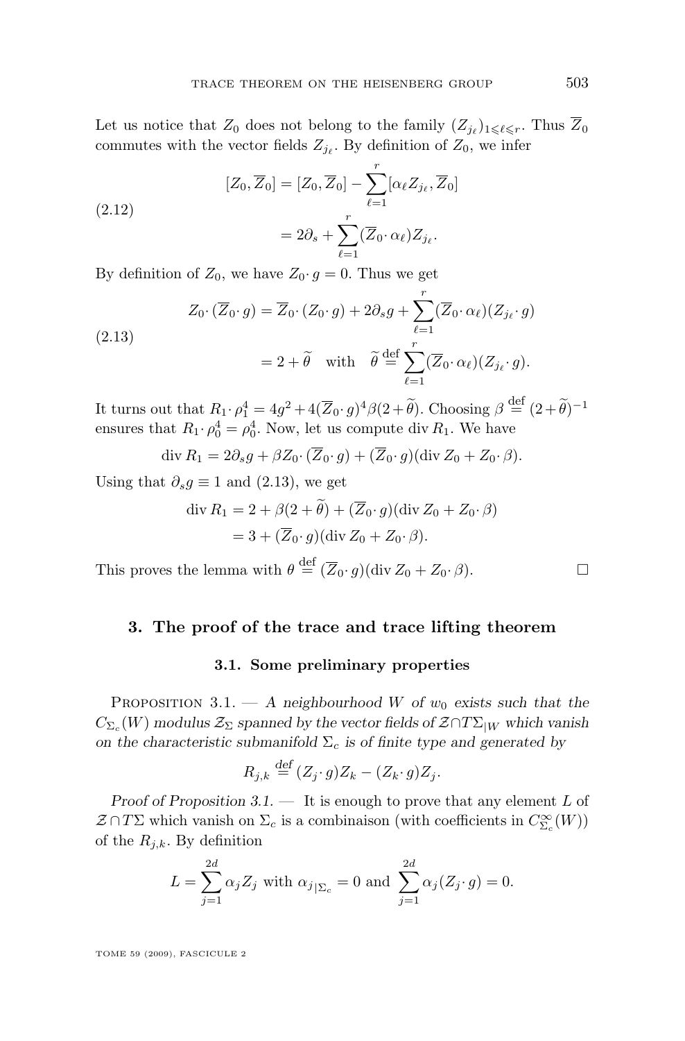Let us notice that $Z_0$ does not belong to the family $(Z_{j_\ell})_{1\leqslant \ell\leqslant r}$. Thus $\overline{Z}_0$ commutes with the vector fields $Z_{j_\ell}$. By definition of $Z_0$, we infer

$$
\begin{aligned}
[Z_0,\overline{Z}_0] &= [Z_0,\overline{Z}_0] - \sum_{\ell=1}^{r}[\alpha_\ell Z_{j_\ell},\overline{Z}_0] \\
&= 2\partial_s + \sum_{\ell=1}^{r}(\overline{Z}_0\cdot \alpha_\ell)Z_{j_\ell}.
\end{aligned}
\tag{2.12}
$$

By definition of $Z_0$, we have $Z_0\cdot g = 0$. Thus we get

$$
\begin{aligned}
Z_0\cdot(\overline{Z}_0\cdot g) &= \overline{Z}_0\cdot(Z_0\cdot g) + 2\partial_s g + \sum_{\ell=1}^{r}(\overline{Z}_0\cdot \alpha_\ell)(Z_{j_\ell}\cdot g) \\
&= 2+\widetilde{\theta} \quad \text{with} \quad \widetilde{\theta} \stackrel{\text{def}}{=} \sum_{\ell=1}^{r}(\overline{Z}_0\cdot \alpha_\ell)(Z_{j_\ell}\cdot g).
\end{aligned}
\tag{2.13}
$$

It turns out that $R_1\cdot \rho_1^4 = 4g^2 + 4(\overline{Z}_0\cdot g)^4\beta(2+\widetilde{\theta})$. Choosing $\beta \stackrel{\text{def}}{=} (2+\widetilde{\theta})^{-1}$ ensures that $R_1\cdot\rho_0^4 = \rho_0^4$. Now, let us compute $\operatorname{div} R_1$. We have

$$
\operatorname{div} R_1 = 2\partial_s g + \beta Z_0\cdot(\overline{Z}_0\cdot g) + (\overline{Z}_0\cdot g)(\operatorname{div} Z_0 + Z_0\cdot \beta).
$$

Using that $\partial_s g \equiv 1$ and (2.13), we get

$$
\begin{aligned}
\operatorname{div} R_1 &= 2 + \beta(2+\widetilde{\theta}) + (\overline{Z}_0\cdot g)(\operatorname{div} Z_0 + Z_0\cdot\beta) \\
&= 3 + (\overline{Z}_0\cdot g)(\operatorname{div} Z_0 + Z_0\cdot\beta).
\end{aligned}
$$

This proves the lemma with $\theta \stackrel{\text{def}}{=} (\overline{Z}_0\cdot g)(\operatorname{div} Z_0 + Z_0\cdot \beta)$. □

## 3. The proof of the trace and trace lifting theorem

### 3.1. Some preliminary properties

Proposition 3.1. — *A neighbourhood $W$ of $w_0$ exists such that the $C_{\Sigma_c}(W)$ modulus $\mathcal{Z}_\Sigma$ spanned by the vector fields of $\mathcal{Z}\cap T\Sigma_{|W}$ which vanish on the characteristic submanifold $\Sigma_c$ is of finite type and generated by*

$$
R_{j,k} \stackrel{\text{def}}{=} (Z_j\cdot g)Z_k - (Z_k\cdot g)Z_j.
$$

*Proof of Proposition 3.1.* — It is enough to prove that any element $L$ of $\mathcal{Z}\cap T\Sigma$ which vanish on $\Sigma_c$ is a combinaison (with coefficients in $C^\infty_{\Sigma_c}(W)$) of the $R_{j,k}$. By definition

$$
L = \sum_{j=1}^{2d}\alpha_j Z_j \text{ with } \alpha_{j|\Sigma_c} = 0 \text{ and } \sum_{j=1}^{2d}\alpha_j(Z_j\cdot g) = 0.
$$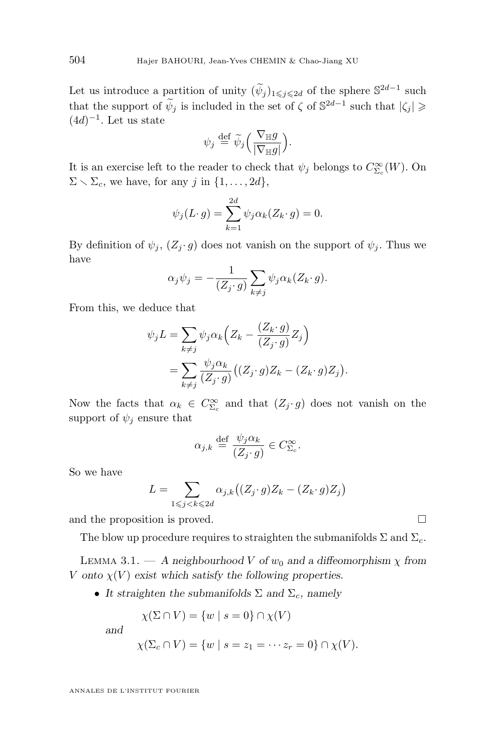Let us introduce a partition of unity $(\widetilde{\psi}_j)_{1\leqslant j\leqslant 2d}$ of the sphere $\mathbb{S}^{2d-1}$ such that the support of $\widetilde{\psi}_j$ is included in the set of $\zeta$ of $\mathbb{S}^{2d-1}$ such that $|\zeta_j| \geqslant (4d)^{-1}$. Let us state

$$\psi_j \stackrel{\text{def}}{=} \widetilde{\psi}_j\Big(\frac{\nabla_{\mathbb{H}} g}{|\nabla_{\mathbb{H}} g|}\Big).$$

It is an exercise left to the reader to check that $\psi_j$ belongs to $C^\infty_{\Sigma_c}(W)$. On $\Sigma \setminus \Sigma_c$, we have, for any $j$ in $\{1,\ldots,2d\}$,

$$\psi_j (L\cdot g) = \sum_{k=1}^{2d} \psi_j \alpha_k (Z_k\cdot g) = 0.$$

By definition of $\psi_j$, $(Z_j\cdot g)$ does not vanish on the support of $\psi_j$. Thus we have

$$\alpha_j \psi_j = -\frac{1}{(Z_j\cdot g)} \sum_{k\neq j} \psi_j \alpha_k (Z_k\cdot g).$$

From this, we deduce that

$$\begin{aligned}
\psi_j L &= \sum_{k\neq j} \psi_j \alpha_k \Big( Z_k - \frac{(Z_k\cdot g)}{(Z_j\cdot g)} Z_j\Big)\\
&= \sum_{k\neq j} \frac{\psi_j\alpha_k}{(Z_j\cdot g)} \big( (Z_j\cdot g) Z_k - (Z_k\cdot g) Z_j\big).
\end{aligned}$$

Now the facts that $\alpha_k \in C^\infty_{\Sigma_c}$ and that $(Z_j\cdot g)$ does not vanish on the support of $\psi_j$ ensure that

$$\alpha_{j,k} \stackrel{\text{def}}{=} \frac{\psi_j \alpha_k}{(Z_j\cdot g)} \in C^\infty_{\Sigma_c}.$$

So we have

$$L = \sum_{1\leqslant j<k\leqslant 2d} \alpha_{j,k} \big( (Z_j\cdot g) Z_k - (Z_k\cdot g) Z_j\big)$$

and the proposition is proved. $\square$

The blow up procedure requires to straighten the submanifolds $\Sigma$ and $\Sigma_c$.

Lemma 3.1. — *A neighbourhood $V$ of $w_0$ and a diffeomorphism $\chi$ from $V$ onto $\chi(V)$ exist which satisfy the following properties.*

- *It straighten the submanifolds $\Sigma$ and $\Sigma_c$, namely*

$$\chi(\Sigma\cap V) = \{w \mid s = 0\} \cap \chi(V)$$

*and*

$$\chi(\Sigma_c \cap V) = \{ w \mid s = z_1 = \cdots z_r = 0\} \cap \chi(V).$$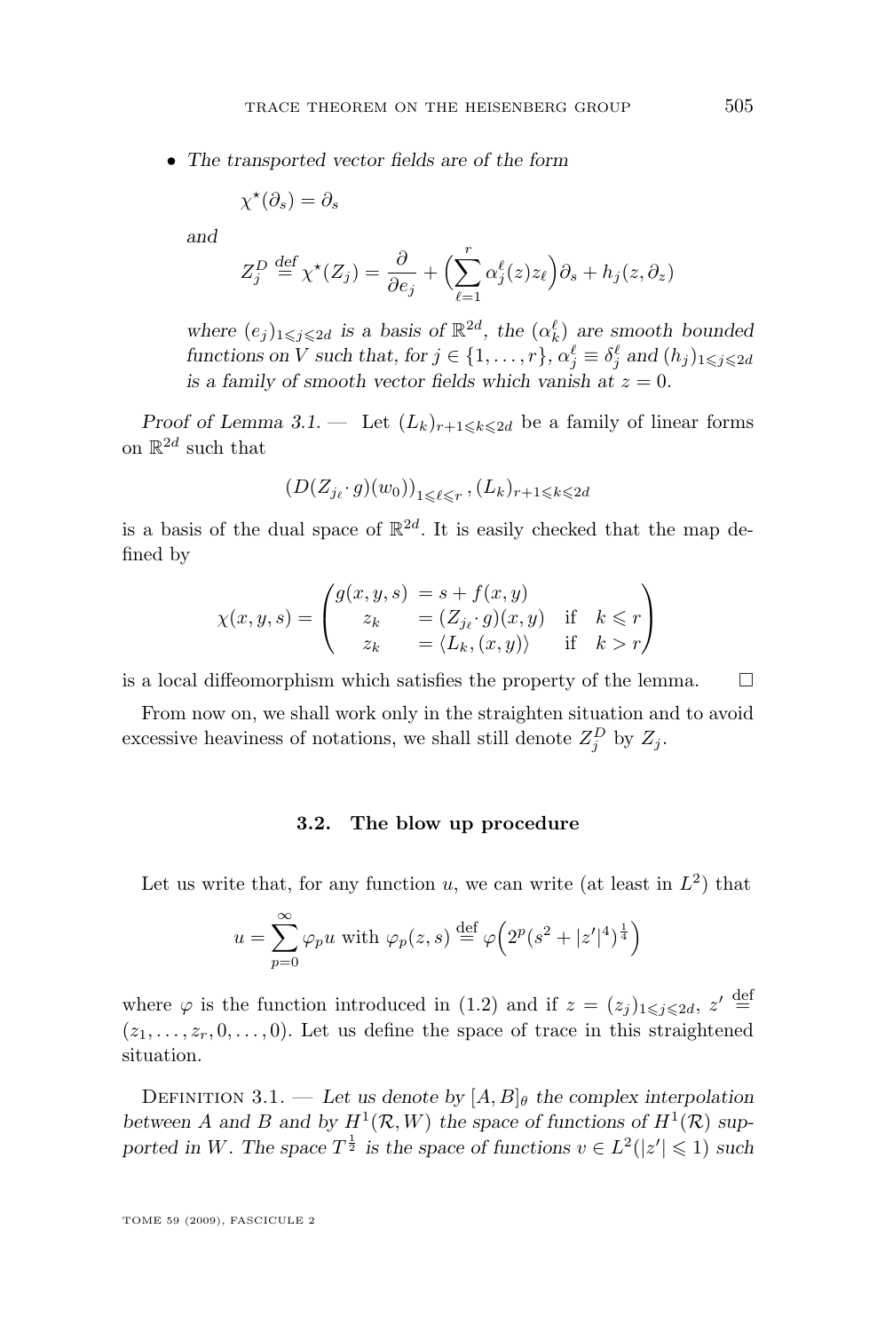- *The transported vector fields are of the form*

$$\chi^\star(\partial_s) = \partial_s$$

*and*

$$Z_j^D \stackrel{\text{def}}{=} \chi^\star(Z_j) = \frac{\partial}{\partial e_j} + \Big(\sum_{\ell=1}^{r} \alpha_j^\ell(z) z_\ell\Big)\partial_s + h_j(z, \partial_z)$$

*where $(e_j)_{1\leqslant j\leqslant 2d}$ is a basis of $\mathbb{R}^{2d}$, the $(\alpha_k^\ell)$ are smooth bounded functions on $V$ such that, for $j \in \{1, \ldots, r\}$, $\alpha_j^\ell \equiv \delta_j^\ell$ and $(h_j)_{1\leqslant j\leqslant 2d}$ is a family of smooth vector fields which vanish at $z = 0$.*

*Proof of Lemma 3.1.* — Let $(L_k)_{r+1\leqslant k\leqslant 2d}$ be a family of linear forms on $\mathbb{R}^{2d}$ such that

$$(D(Z_{j_\ell}\cdot g)(w_0))_{1\leqslant \ell\leqslant r}\,, (L_k)_{r+1\leqslant k\leqslant 2d}$$

is a basis of the dual space of $\mathbb{R}^{2d}$. It is easily checked that the map defined by

$$\chi(x,y,s) = \begin{pmatrix} g(x,y,s) & = s + f(x,y) & \\ z_k & = (Z_{j_\ell}\cdot g)(x,y) & \text{if} \quad k \leqslant r \\ z_k & = \langle L_k, (x,y)\rangle & \text{if} \quad k > r \end{pmatrix}$$

is a local diffeomorphism which satisfies the property of the lemma. $\square$

From now on, we shall work only in the straighten situation and to avoid excessive heaviness of notations, we shall still denote $Z_j^D$ by $Z_j$.

### 3.2. The blow up procedure

Let us write that, for any function $u$, we can write (at least in $L^2$) that

$$u = \sum_{p=0}^{\infty} \varphi_p u \text{ with } \varphi_p(z,s) \stackrel{\text{def}}{=} \varphi\Big(2^p(s^2 + |z'|^4)^{\frac14}\Big)$$

where $\varphi$ is the function introduced in (1.2) and if $z = (z_j)_{1\leqslant j\leqslant 2d}$, $z' \stackrel{\text{def}}{=} (z_1, \ldots, z_r, 0, \ldots, 0)$. Let us define the space of trace in this straightened situation.

Definition 3.1. — *Let us denote by $[A,B]_\theta$ the complex interpolation between $A$ and $B$ and by $H^1(\mathcal{R}, W)$ the space of functions of $H^1(\mathcal{R})$ supported in $W$. The space $T^{\frac12}$ is the space of functions $v \in L^2(|z'| \leqslant 1)$ such*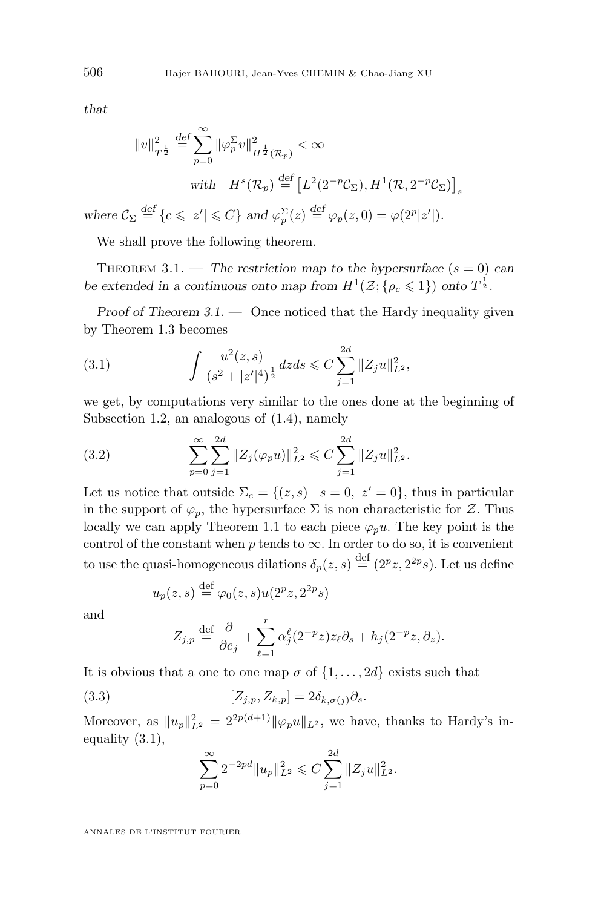*that*

$$\|v\|^2_{T^{\frac12}} \stackrel{def}{=} \sum_{p=0}^{\infty} \|\varphi_p^{\Sigma} v\|^2_{H^{\frac12}(\mathcal{R}_p)} < \infty$$

$$\text{with} \quad H^s(\mathcal{R}_p) \stackrel{def}{=} \big[L^2(2^{-p}\mathcal{C}_\Sigma), H^1(\mathcal{R}, 2^{-p}\mathcal{C}_\Sigma)\big]_s$$

*where* $\mathcal{C}_\Sigma \stackrel{def}{=} \{c \leqslant |z'| \leqslant C\}$ *and* $\varphi_p^\Sigma(z) \stackrel{def}{=} \varphi_p(z,0) = \varphi(2^p|z'|)$.

We shall prove the following theorem.

Theorem 3.1. — *The restriction map to the hypersurface ($s = 0$) can be extended in a continuous onto map from $H^1(\mathcal{Z}; \{\rho_c \leqslant 1\})$ onto $T^{\frac12}$.*

*Proof of Theorem 3.1.* — Once noticed that the Hardy inequality given by Theorem 1.3 becomes

$$\int \frac{u^2(z,s)}{(s^2+|z'|^4)^{\frac12}} dz ds \leqslant C \sum_{j=1}^{2d} \|Z_j u\|^2_{L^2}, \tag{3.1}$$

we get, by computations very similar to the ones done at the beginning of Subsection 1.2, an analogous of (1.4), namely

$$\sum_{p=0}^{\infty} \sum_{j=1}^{2d} \|Z_j(\varphi_p u)\|^2_{L^2} \leqslant C \sum_{j=1}^{2d} \|Z_j u\|^2_{L^2}. \tag{3.2}$$

Let us notice that outside $\Sigma_c = \{(z,s) \mid s = 0,\ z' = 0\}$, thus in particular in the support of $\varphi_p$, the hypersurface $\Sigma$ is non characteristic for $\mathcal{Z}$. Thus locally we can apply Theorem 1.1 to each piece $\varphi_p u$. The key point is the control of the constant when $p$ tends to $\infty$. In order to do so, it is convenient to use the quasi-homogeneous dilations $\delta_p(z,s) \stackrel{\text{def}}{=} (2^p z, 2^{2p} s)$. Let us define

$$u_p(z,s) \stackrel{\text{def}}{=} \varphi_0(z,s) u(2^p z, 2^{2p} s)$$

and

$$Z_{j,p} \stackrel{\text{def}}{=} \frac{\partial}{\partial e_j} + \sum_{\ell=1}^{r} \alpha_j^\ell(2^{-p} z) z_\ell \partial_s + h_j(2^{-p} z, \partial_z).$$

It is obvious that a one to one map $\sigma$ of $\{1, \dots, 2d\}$ exists such that

$$[Z_{j,p}, Z_{k,p}] = 2\delta_{k,\sigma(j)} \partial_s. \tag{3.3}$$

Moreover, as $\|u_p\|^2_{L^2} = 2^{2p(d+1)} \|\varphi_p u\|_{L^2}$, we have, thanks to Hardy's inequality (3.1),

$$\sum_{p=0}^{\infty} 2^{-2pd} \|u_p\|^2_{L^2} \leqslant C \sum_{j=1}^{2d} \|Z_j u\|^2_{L^2}.$$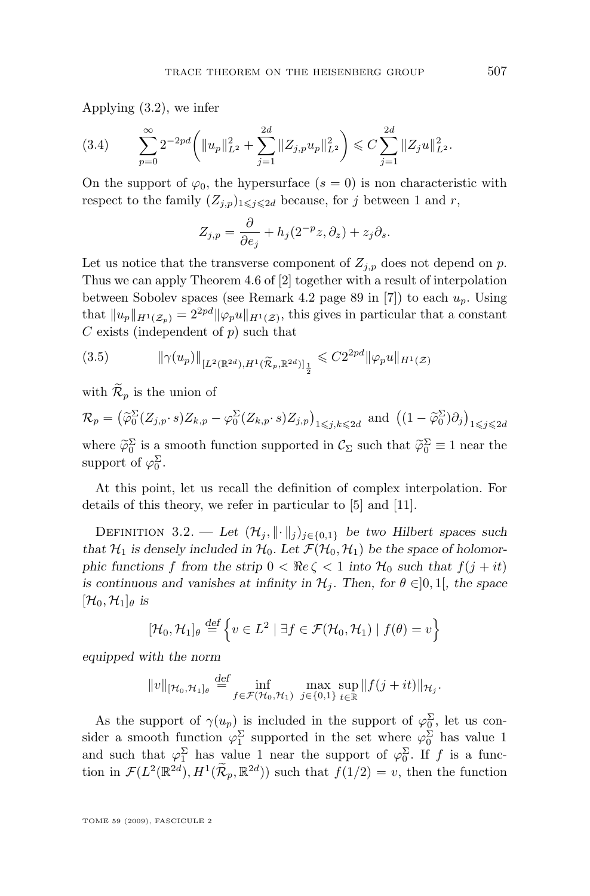Applying (3.2), we infer

$$\sum_{p=0}^{\infty} 2^{-2pd}\bigg(\|u_p\|_{L^2}^2 + \sum_{j=1}^{2d}\|Z_{j,p}u_p\|_{L^2}^2\bigg) \leqslant C\sum_{j=1}^{2d}\|Z_j u\|_{L^2}^2. \tag{3.4}$$

On the support of $\varphi_0$, the hypersurface $(s=0)$ is non characteristic with respect to the family $(Z_{j,p})_{1\leqslant j\leqslant 2d}$ because, for $j$ between 1 and $r$,

$$Z_{j,p} = \frac{\partial}{\partial e_j} + h_j(2^{-p}z, \partial_z) + z_j\partial_s.$$

Let us notice that the transverse component of $Z_{j,p}$ does not depend on $p$. Thus we can apply Theorem 4.6 of [2] together with a result of interpolation between Sobolev spaces (see Remark 4.2 page 89 in [7]) to each $u_p$. Using that $\|u_p\|_{H^1(\mathcal{Z}_p)} = 2^{2pd}\|\varphi_p u\|_{H^1(\mathcal{Z})}$, this gives in particular that a constant $C$ exists (independent of $p$) such that

$$\|\gamma(u_p)\|_{[L^2(\mathbb{R}^{2d}), H^1(\widetilde{\mathcal{R}}_p, \mathbb{R}^{2d})]_{\frac{1}{2}}} \leqslant C2^{2pd}\|\varphi_p u\|_{H^1(\mathcal{Z})} \tag{3.5}$$

with $\widetilde{\mathcal{R}}_p$ is the union of

$$\mathcal{R}_p = \big(\widetilde{\varphi}_0^\Sigma(Z_{j,p}\cdot s)Z_{k,p} - \varphi_0^\Sigma(Z_{k,p}\cdot s)Z_{j,p}\big)_{1\leqslant j,k\leqslant 2d} \text{ and } \big((1-\widetilde{\varphi}_0^\Sigma)\partial_j\big)_{1\leqslant j\leqslant 2d}$$

where $\widetilde{\varphi}_0^\Sigma$ is a smooth function supported in $\mathcal{C}_\Sigma$ such that $\widetilde{\varphi}_0^\Sigma \equiv 1$ near the support of $\varphi_0^\Sigma$.

At this point, let us recall the definition of complex interpolation. For details of this theory, we refer in particular to [5] and [11].

Definition 3.2. — *Let $(\mathcal{H}_j, \|\cdot\|_j)_{j\in\{0,1\}}$ be two Hilbert spaces such that $\mathcal{H}_1$ is densely included in $\mathcal{H}_0$. Let $\mathcal{F}(\mathcal{H}_0, \mathcal{H}_1)$ be the space of holomorphic functions $f$ from the strip $0 < \Re e\,\zeta < 1$ into $\mathcal{H}_0$ such that $f(j+it)$ is continuous and vanishes at infinity in $\mathcal{H}_j$. Then, for $\theta \in ]0,1[$, the space $[\mathcal{H}_0, \mathcal{H}_1]_\theta$ is*

$$[\mathcal{H}_0, \mathcal{H}_1]_\theta \stackrel{\text{def}}{=} \Big\{v \in L^2 \mid \exists f \in \mathcal{F}(\mathcal{H}_0, \mathcal{H}_1) \mid f(\theta) = v\Big\}$$

*equipped with the norm*

$$\|v\|_{[\mathcal{H}_0, \mathcal{H}_1]_\theta} \stackrel{\text{def}}{=} \inf_{f\in\mathcal{F}(\mathcal{H}_0,\mathcal{H}_1)} \max_{j\in\{0,1\}} \sup_{t\in\mathbb{R}} \|f(j+it)\|_{\mathcal{H}_j}.$$

As the support of $\gamma(u_p)$ is included in the support of $\varphi_0^\Sigma$, let us consider a smooth function $\varphi_1^\Sigma$ supported in the set where $\varphi_0^\Sigma$ has value 1 and such that $\varphi_1^\Sigma$ has value 1 near the support of $\varphi_0^\Sigma$. If $f$ is a function in $\mathcal{F}(L^2(\mathbb{R}^{2d}), H^1(\widetilde{\mathcal{R}}_p, \mathbb{R}^{2d}))$ such that $f(1/2) = v$, then the function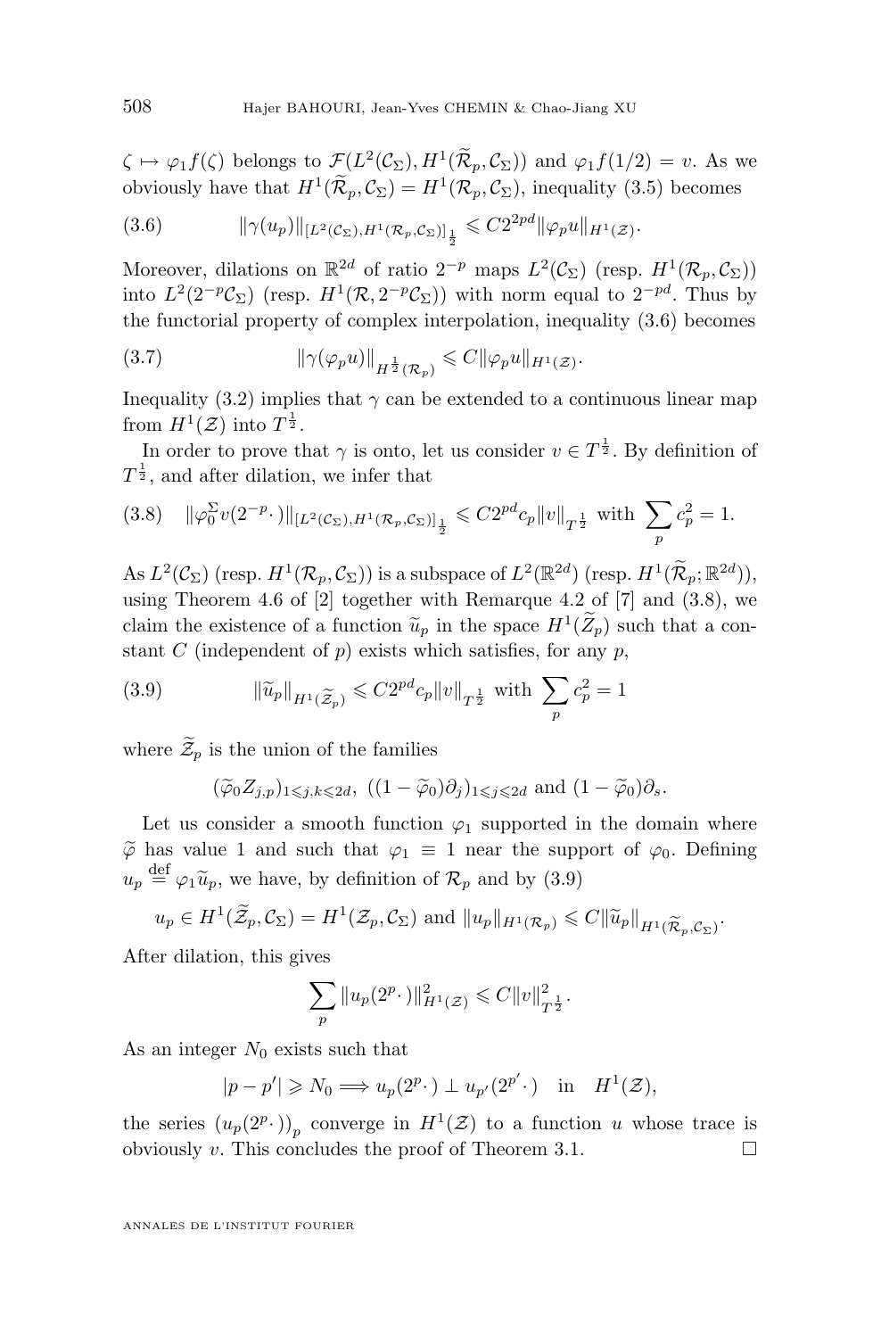$\zeta \mapsto \varphi_1 f(\zeta)$ belongs to $\mathcal{F}(L^2(\mathcal{C}_\Sigma), H^1(\widetilde{\mathcal{R}}_p, \mathcal{C}_\Sigma))$ and $\varphi_1 f(1/2) = v$. As we obviously have that $H^1(\widetilde{\mathcal{R}}_p, \mathcal{C}_\Sigma) = H^1(\mathcal{R}_p, \mathcal{C}_\Sigma)$, inequality (3.5) becomes

$$
\|\gamma(u_p)\|_{[L^2(\mathcal{C}_\Sigma), H^1(\mathcal{R}_p, \mathcal{C}_\Sigma)]_{\frac{1}{2}}} \leqslant C 2^{2pd} \|\varphi_p u\|_{H^1(\mathcal{Z})}. \tag{3.6}
$$

Moreover, dilations on $\mathbb{R}^{2d}$ of ratio $2^{-p}$ maps $L^2(\mathcal{C}_\Sigma)$ (resp. $H^1(\mathcal{R}_p, \mathcal{C}_\Sigma)$) into $L^2(2^{-p}\mathcal{C}_\Sigma)$ (resp. $H^1(\mathcal{R}, 2^{-p}\mathcal{C}_\Sigma)$) with norm equal to $2^{-pd}$. Thus by the functorial property of complex interpolation, inequality (3.6) becomes

$$
\|\gamma(\varphi_p u)\|_{H^{\frac{1}{2}}(\mathcal{R}_p)} \leqslant C \|\varphi_p u\|_{H^1(\mathcal{Z})}. \tag{3.7}
$$

Inequality (3.2) implies that $\gamma$ can be extended to a continuous linear map from $H^1(\mathcal{Z})$ into $T^{\frac{1}{2}}$.

In order to prove that $\gamma$ is onto, let us consider $v \in T^{\frac{1}{2}}$. By definition of $T^{\frac{1}{2}}$, and after dilation, we infer that

$$
\|\varphi_0^\Sigma v(2^{-p}\cdot)\|_{[L^2(\mathcal{C}_\Sigma), H^1(\mathcal{R}_p, \mathcal{C}_\Sigma)]_{\frac{1}{2}}} \leqslant C 2^{pd} c_p \|v\|_{T^{\frac{1}{2}}} \text{ with } \sum_p c_p^2 = 1. \tag{3.8}
$$

As $L^2(\mathcal{C}_\Sigma)$ (resp. $H^1(\mathcal{R}_p, \mathcal{C}_\Sigma)$) is a subspace of $L^2(\mathbb{R}^{2d})$ (resp. $H^1(\widetilde{\mathcal{R}}_p; \mathbb{R}^{2d})$), using Theorem 4.6 of [2] together with Remarque 4.2 of [7] and (3.8), we claim the existence of a function $\widetilde{u}_p$ in the space $H^1(\widetilde{Z}_p)$ such that a constant $C$ (independent of $p$) exists which satisfies, for any $p$,

$$
\|\widetilde{u}_p\|_{H^1(\widetilde{\mathcal{Z}}_p)} \leqslant C 2^{pd} c_p \|v\|_{T^{\frac{1}{2}}} \text{ with } \sum_p c_p^2 = 1 \tag{3.9}
$$

where $\widetilde{\mathcal{Z}}_p$ is the union of the families

$$
(\widetilde{\varphi}_0 Z_{j,p})_{1 \leqslant j,k \leqslant 2d}, \ ((1-\widetilde{\varphi}_0)\partial_j)_{1 \leqslant j \leqslant 2d} \text{ and } (1-\widetilde{\varphi}_0)\partial_s.
$$

Let us consider a smooth function $\varphi_1$ supported in the domain where $\widetilde{\varphi}$ has value 1 and such that $\varphi_1 \equiv 1$ near the support of $\varphi_0$. Defining $u_p \stackrel{\text{def}}{=} \varphi_1 \widetilde{u}_p$, we have, by definition of $\mathcal{R}_p$ and by (3.9)

$$
u_p \in H^1(\widetilde{\mathcal{Z}}_p, \mathcal{C}_\Sigma) = H^1(\mathcal{Z}_p, \mathcal{C}_\Sigma) \text{ and } \|u_p\|_{H^1(\mathcal{R}_p)} \leqslant C \|\widetilde{u}_p\|_{H^1(\widetilde{\mathcal{R}}_p, \mathcal{C}_\Sigma)}.
$$

After dilation, this gives

$$
\sum_p \|u_p(2^p\cdot)\|^2_{H^1(\mathcal{Z})} \leqslant C \|v\|^2_{T^{\frac{1}{2}}}.
$$

As an integer $N_0$ exists such that

$$
|p - p'| \geqslant N_0 \Longrightarrow u_p(2^p\cdot) \perp u_{p'}(2^{p'}\cdot) \quad \text{in} \quad H^1(\mathcal{Z}),
$$

the series $\left(u_p(2^p\cdot)\right)_p$ converge in $H^1(\mathcal{Z})$ to a function $u$ whose trace is obviously $v$. This concludes the proof of Theorem 3.1. $\square$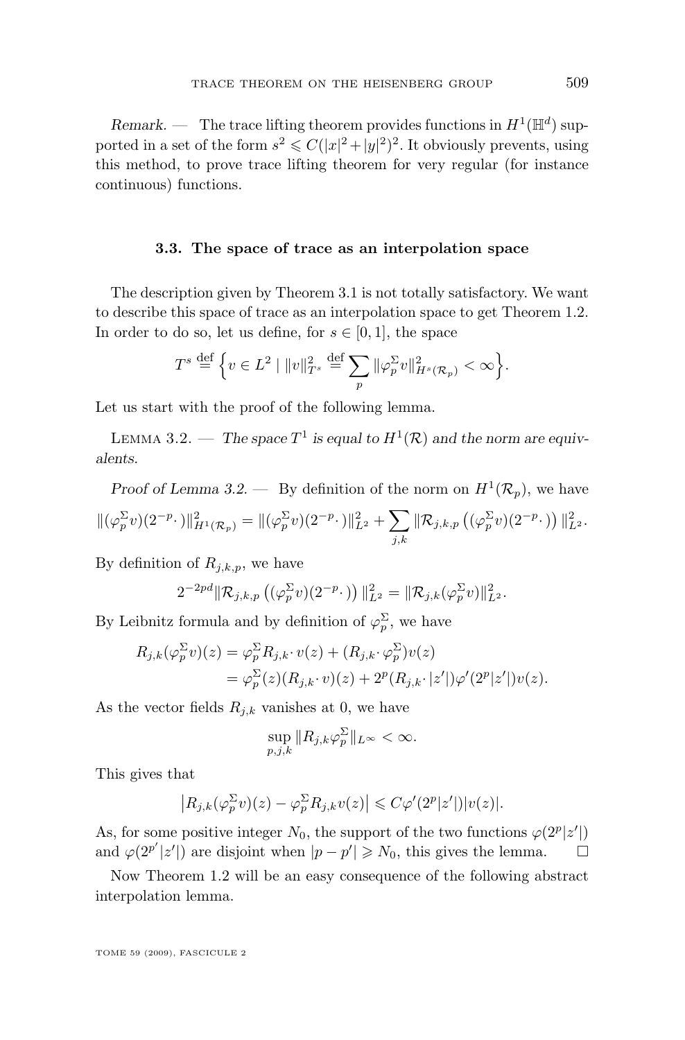*Remark.* — The trace lifting theorem provides functions in $H^1(\mathbb{H}^d)$ supported in a set of the form $s^2 \leqslant C(|x|^2+|y|^2)^2$. It obviously prevents, using this method, to prove trace lifting theorem for very regular (for instance continuous) functions.

### 3.3. The space of trace as an interpolation space

The description given by Theorem 3.1 is not totally satisfactory. We want to describe this space of trace as an interpolation space to get Theorem 1.2. In order to do so, let us define, for $s \in [0,1]$, the space

$$T^s \stackrel{\text{def}}{=} \Big\{ v \in L^2 \mid \|v\|_{T^s}^2 \stackrel{\text{def}}{=} \sum_p \|\varphi_p^\Sigma v\|_{H^s(\mathcal{R}_p)}^2 < \infty \Big\}.$$

Let us start with the proof of the following lemma.

Lemma 3.2. — *The space $T^1$ is equal to $H^1(\mathcal{R})$ and the norm are equivalents.*

*Proof of Lemma 3.2.* — By definition of the norm on $H^1(\mathcal{R}_p)$, we have

$$\|(\varphi_p^\Sigma v)(2^{-p}\cdot)\|_{H^1(\mathcal{R}_p)}^2 = \|(\varphi_p^\Sigma v)(2^{-p}\cdot)\|_{L^2}^2 + \sum_{j,k} \|\mathcal{R}_{j,k,p}\big((\varphi_p^\Sigma v)(2^{-p}\cdot)\big)\|_{L^2}^2.$$

By definition of $R_{j,k,p}$, we have

$$2^{-2pd}\|\mathcal{R}_{j,k,p}\big((\varphi_p^\Sigma v)(2^{-p}\cdot)\big)\|_{L^2}^2 = \|\mathcal{R}_{j,k}(\varphi_p^\Sigma v)\|_{L^2}^2.$$

By Leibnitz formula and by definition of $\varphi_p^\Sigma$, we have

$$\begin{aligned} R_{j,k}(\varphi_p^\Sigma v)(z) &= \varphi_p^\Sigma R_{j,k}\cdot v(z) + (R_{j,k}\cdot \varphi_p^\Sigma)v(z) \\ &= \varphi_p^\Sigma(z)(R_{j,k}\cdot v)(z) + 2^p(R_{j,k}\cdot |z'|)\varphi'(2^p|z'|)v(z). \end{aligned}$$

As the vector fields $R_{j,k}$ vanishes at 0, we have

$$\sup_{p,j,k} \|R_{j,k}\varphi_p^\Sigma\|_{L^\infty} < \infty.$$

This gives that

$$\big|R_{j,k}(\varphi_p^\Sigma v)(z) - \varphi_p^\Sigma R_{j,k}v(z)\big| \leqslant C\varphi'(2^p|z'|)|v(z)|.$$

As, for some positive integer $N_0$, the support of the two functions $\varphi(2^p|z'|)$ and $\varphi(2^{p'}|z'|)$ are disjoint when $|p-p'| \geqslant N_0$, this gives the lemma. $\square$

Now Theorem 1.2 will be an easy consequence of the following abstract interpolation lemma.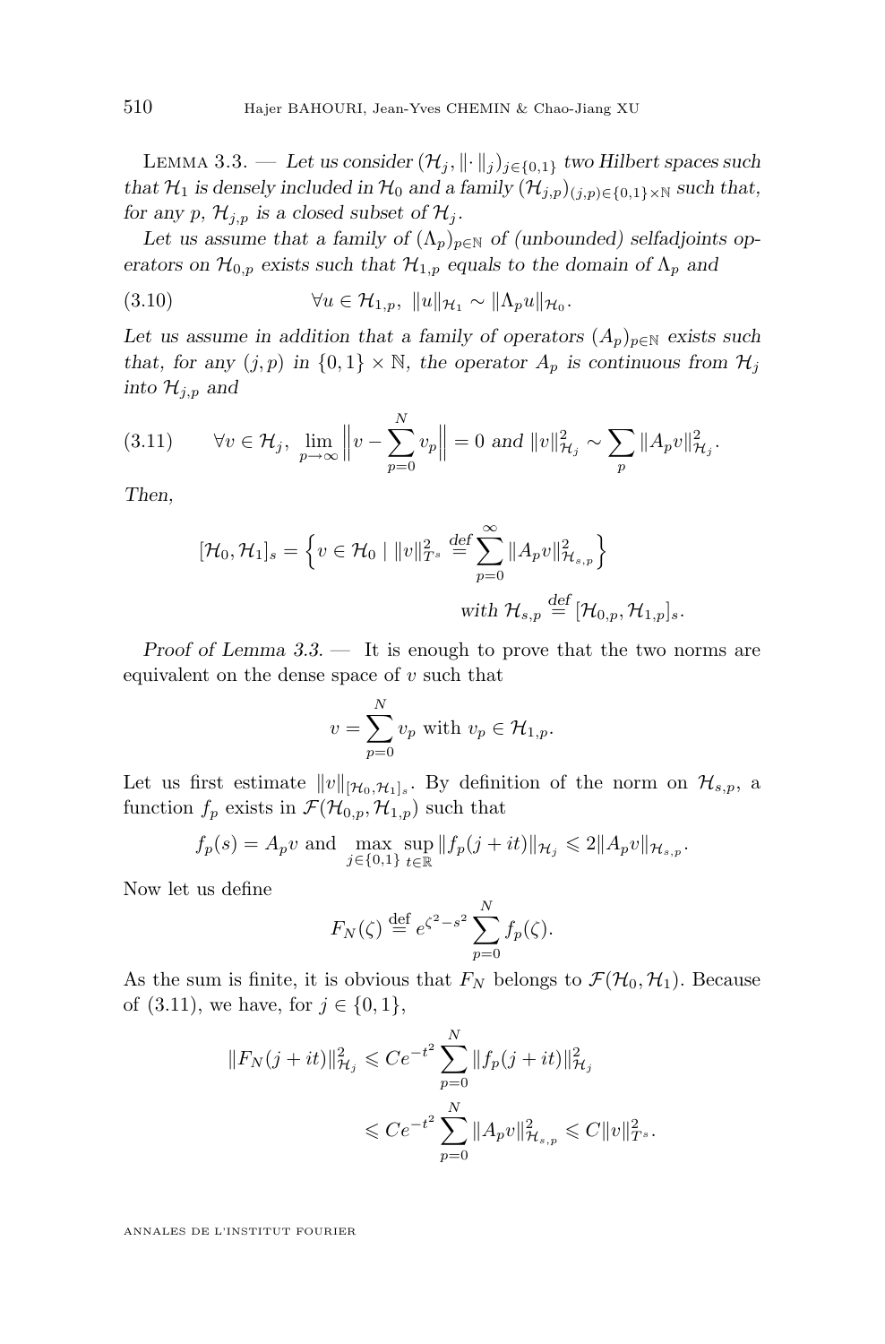Lemma 3.3. — *Let us consider $(\mathcal{H}_j, \|\cdot\|_j)_{j\in\{0,1\}}$ two Hilbert spaces such that $\mathcal{H}_1$ is densely included in $\mathcal{H}_0$ and a family $(\mathcal{H}_{j,p})_{(j,p)\in\{0,1\}\times\mathbb{N}}$ such that, for any $p$, $\mathcal{H}_{j,p}$ is a closed subset of $\mathcal{H}_j$.*

*Let us assume that a family of $(\Lambda_p)_{p\in\mathbb{N}}$ of (unbounded) selfadjoints operators on $\mathcal{H}_{0,p}$ exists such that $\mathcal{H}_{1,p}$ equals to the domain of $\Lambda_p$ and*

$$\forall u \in \mathcal{H}_{1,p},\ \|u\|_{\mathcal{H}_1} \sim \|\Lambda_p u\|_{\mathcal{H}_0}. \tag{3.10}$$

*Let us assume in addition that a family of operators $(A_p)_{p\in\mathbb{N}}$ exists such that, for any $(j,p)$ in $\{0,1\}\times\mathbb{N}$, the operator $A_p$ is continuous from $\mathcal{H}_j$ into $\mathcal{H}_{j,p}$ and*

$$\forall v \in \mathcal{H}_j,\ \lim_{p\to\infty}\Big\|v - \sum_{p=0}^{N} v_p\Big\| = 0 \text{ and } \|v\|_{\mathcal{H}_j}^2 \sim \sum_p \|A_p v\|_{\mathcal{H}_j}^2. \tag{3.11}$$

*Then,*

$$[\mathcal{H}_0, \mathcal{H}_1]_s = \Big\{ v \in \mathcal{H}_0 \mid \|v\|_{T^s}^2 \stackrel{\text{def}}{=} \sum_{p=0}^{\infty} \|A_p v\|_{\mathcal{H}_{s,p}}^2 \Big\}$$

$$\text{with } \mathcal{H}_{s,p} \stackrel{\text{def}}{=} [\mathcal{H}_{0,p}, \mathcal{H}_{1,p}]_s.$$

*Proof of Lemma 3.3.* — It is enough to prove that the two norms are equivalent on the dense space of $v$ such that

$$v = \sum_{p=0}^{N} v_p \text{ with } v_p \in \mathcal{H}_{1,p}.$$

Let us first estimate $\|v\|_{[\mathcal{H}_0,\mathcal{H}_1]_s}$. By definition of the norm on $\mathcal{H}_{s,p}$, a function $f_p$ exists in $\mathcal{F}(\mathcal{H}_{0,p}, \mathcal{H}_{1,p})$ such that

$$f_p(s) = A_p v \text{ and } \max_{j\in\{0,1\}} \sup_{t\in\mathbb{R}} \|f_p(j+it)\|_{\mathcal{H}_j} \leqslant 2\|A_p v\|_{\mathcal{H}_{s,p}}.$$

Now let us define

$$F_N(\zeta) \stackrel{\text{def}}{=} e^{\zeta^2 - s^2} \sum_{p=0}^{N} f_p(\zeta).$$

As the sum is finite, it is obvious that $F_N$ belongs to $\mathcal{F}(\mathcal{H}_0, \mathcal{H}_1)$. Because of (3.11), we have, for $j \in \{0,1\}$,

$$\begin{aligned}
\|F_N(j+it)\|_{\mathcal{H}_j}^2 &\leqslant Ce^{-t^2} \sum_{p=0}^{N} \|f_p(j+it)\|_{\mathcal{H}_j}^2 \\
&\leqslant Ce^{-t^2} \sum_{p=0}^{N} \|A_p v\|_{\mathcal{H}_{s,p}}^2 \leqslant C\|v\|_{T^s}^2.
\end{aligned}$$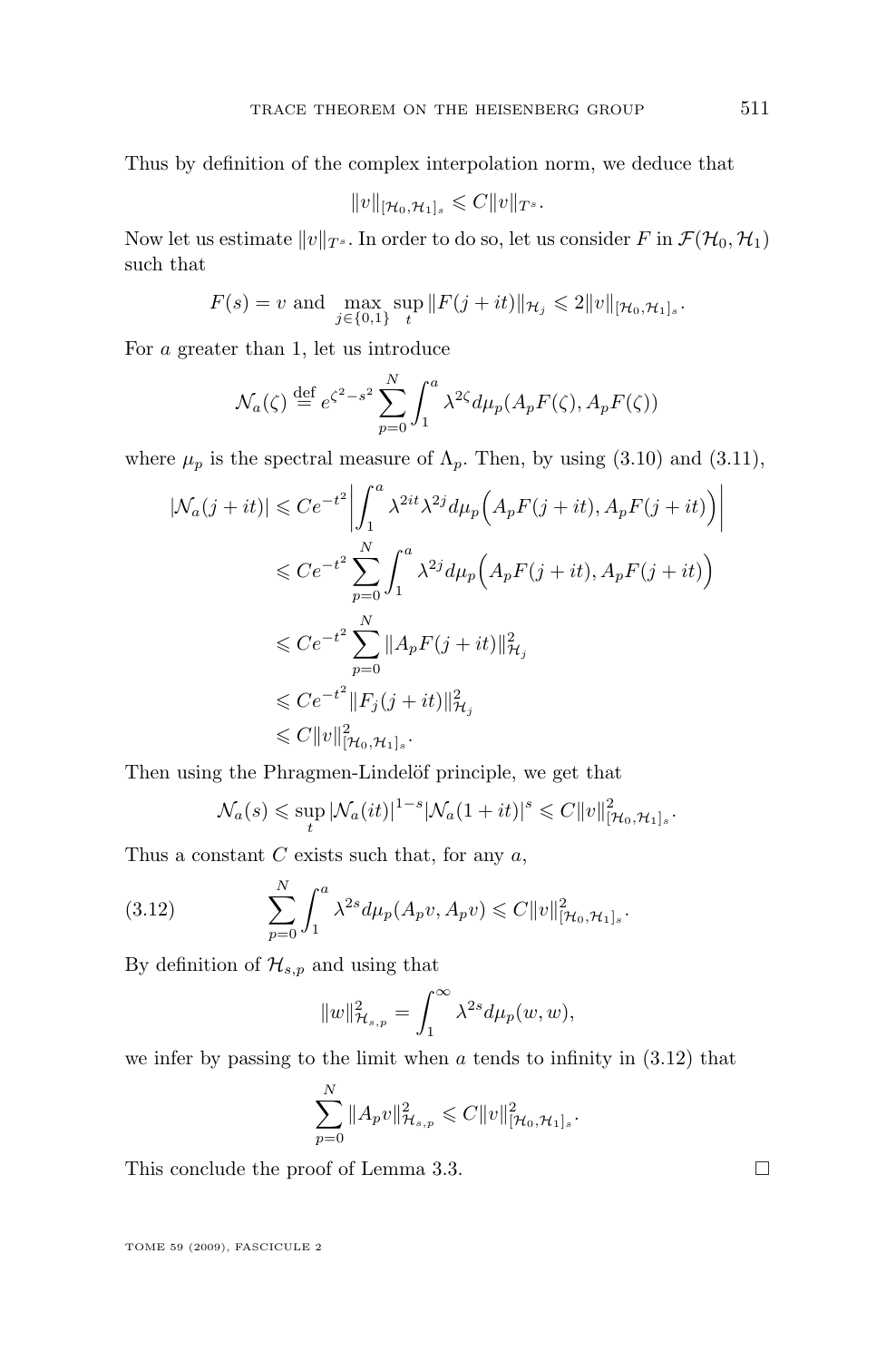Thus by definition of the complex interpolation norm, we deduce that

$$\|v\|_{[\mathcal{H}_0,\mathcal{H}_1]_s} \leqslant C\|v\|_{T^s}.$$

Now let us estimate $\|v\|_{T^s}$. In order to do so, let us consider $F$ in $\mathcal{F}(\mathcal{H}_0,\mathcal{H}_1)$ such that

$$F(s) = v \text{ and } \max_{j\in\{0,1\}} \sup_t \|F(j+it)\|_{\mathcal{H}_j} \leqslant 2\|v\|_{[\mathcal{H}_0,\mathcal{H}_1]_s}.$$

For $a$ greater than 1, let us introduce

$$\mathcal{N}_a(\zeta) \overset{\text{def}}{=} e^{\zeta^2-s^2} \sum_{p=0}^{N} \int_1^a \lambda^{2\zeta} d\mu_p(A_pF(\zeta), A_pF(\zeta))$$

where $\mu_p$ is the spectral measure of $\Lambda_p$. Then, by using (3.10) and (3.11),

$$\begin{aligned}
|\mathcal{N}_a(j+it)| &\leqslant Ce^{-t^2}\left|\int_1^a \lambda^{2it}\lambda^{2j} d\mu_p\Big(A_pF(j+it), A_pF(j+it)\Big)\right| \\
&\leqslant Ce^{-t^2}\sum_{p=0}^{N}\int_1^a \lambda^{2j} d\mu_p\Big(A_pF(j+it), A_pF(j+it)\Big) \\
&\leqslant Ce^{-t^2}\sum_{p=0}^{N}\|A_pF(j+it)\|^2_{\mathcal{H}_j} \\
&\leqslant Ce^{-t^2}\|F_j(j+it)\|^2_{\mathcal{H}_j} \\
&\leqslant C\|v\|^2_{[\mathcal{H}_0,\mathcal{H}_1]_s}.
\end{aligned}$$

Then using the Phragmen-Lindelöf principle, we get that

$$\mathcal{N}_a(s) \leqslant \sup_t |\mathcal{N}_a(it)|^{1-s}|\mathcal{N}_a(1+it)|^s \leqslant C\|v\|^2_{[\mathcal{H}_0,\mathcal{H}_1]_s}.$$

Thus a constant $C$ exists such that, for any $a$,

$$\sum_{p=0}^{N}\int_1^a \lambda^{2s} d\mu_p(A_pv, A_pv) \leqslant C\|v\|^2_{[\mathcal{H}_0,\mathcal{H}_1]_s}. \tag{3.12}$$

By definition of $\mathcal{H}_{s,p}$ and using that

$$\|w\|^2_{\mathcal{H}_{s,p}} = \int_1^\infty \lambda^{2s} d\mu_p(w,w),$$

we infer by passing to the limit when $a$ tends to infinity in (3.12) that

$$\sum_{p=0}^{N}\|A_pv\|^2_{\mathcal{H}_{s,p}} \leqslant C\|v\|^2_{[\mathcal{H}_0,\mathcal{H}_1]_s}.$$

This conclude the proof of Lemma 3.3. □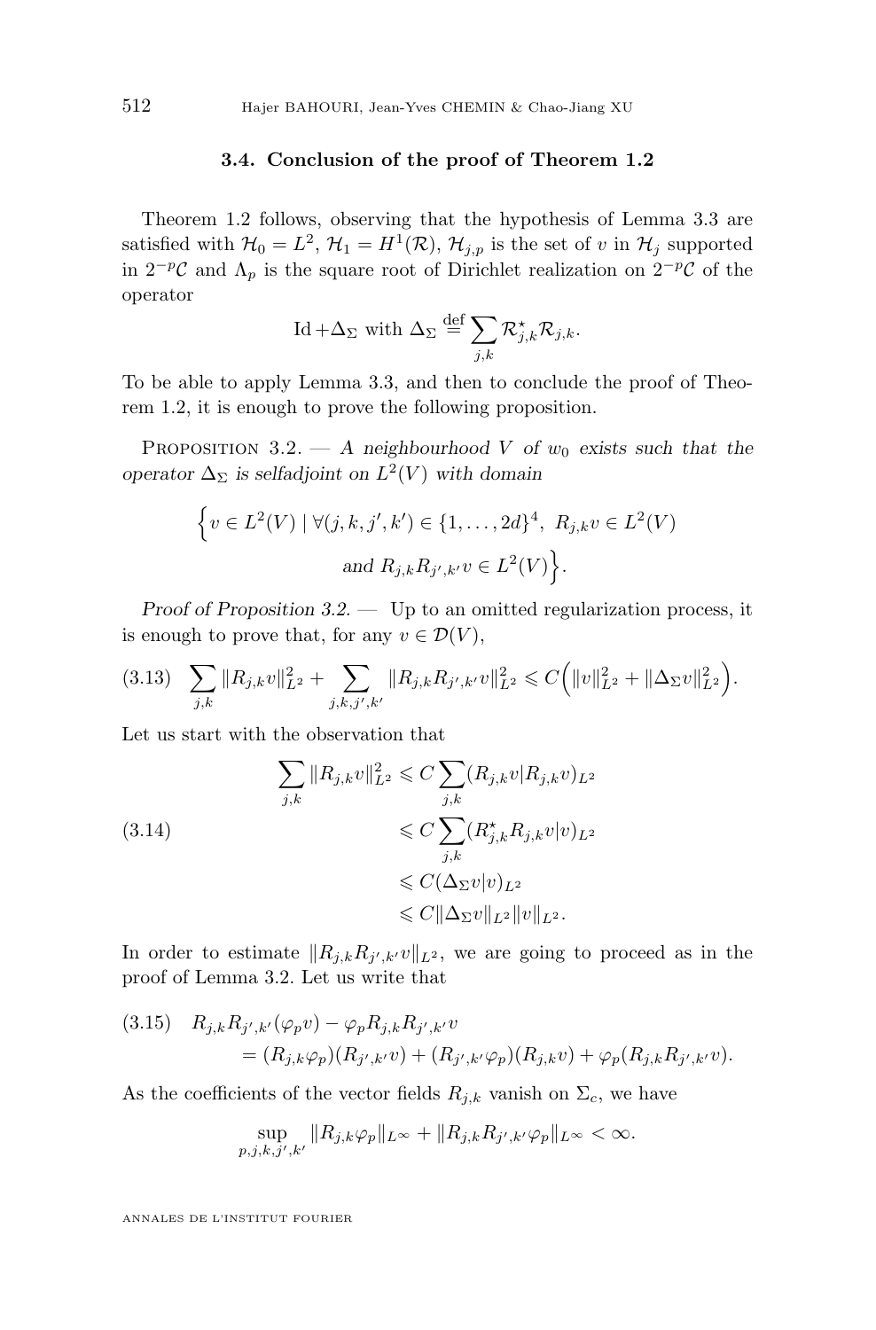### 3.4. Conclusion of the proof of Theorem 1.2

Theorem 1.2 follows, observing that the hypothesis of Lemma 3.3 are satisfied with $\mathcal{H}_0 = L^2$, $\mathcal{H}_1 = H^1(\mathcal{R})$, $\mathcal{H}_{j,p}$ is the set of $v$ in $\mathcal{H}_j$ supported in $2^{-p}\mathcal{C}$ and $\Lambda_p$ is the square root of Dirichlet realization on $2^{-p}\mathcal{C}$ of the operator

$$\mathrm{Id} + \Delta_\Sigma \text{ with } \Delta_\Sigma \stackrel{\text{def}}{=} \sum_{j,k} \mathcal{R}^\star_{j,k}\mathcal{R}_{j,k}.$$

To be able to apply Lemma 3.3, and then to conclude the proof of Theorem 1.2, it is enough to prove the following proposition.

Proposition 3.2. — *A neighbourhood $V$ of $w_0$ exists such that the operator $\Delta_\Sigma$ is selfadjoint on $L^2(V)$ with domain*

$$\Big\{ v \in L^2(V) \mid \forall (j,k,j',k') \in \{1,\dots,2d\}^4,\ R_{j,k}v \in L^2(V) \\ \text{and } R_{j,k}R_{j',k'}v \in L^2(V)\Big\}.$$

*Proof of Proposition 3.2.* — Up to an omitted regularization process, it is enough to prove that, for any $v \in \mathcal{D}(V)$,

$$\sum_{j,k} \|R_{j,k}v\|^2_{L^2} + \sum_{j,k,j',k'} \|R_{j,k}R_{j',k'}v\|^2_{L^2} \leqslant C\Big(\|v\|^2_{L^2} + \|\Delta_\Sigma v\|^2_{L^2}\Big). \tag{3.13}$$

Let us start with the observation that

$$\begin{aligned} \sum_{j,k} \|R_{j,k}v\|^2_{L^2} &\leqslant C \sum_{j,k} (R_{j,k}v|R_{j,k}v)_{L^2} \\ &\leqslant C \sum_{j,k} (R^\star_{j,k}R_{j,k}v|v)_{L^2} \\ &\leqslant C(\Delta_\Sigma v|v)_{L^2} \\ &\leqslant C\|\Delta_\Sigma v\|_{L^2}\|v\|_{L^2}. \end{aligned} \tag{3.14}$$

In order to estimate $\|R_{j,k}R_{j',k'}v\|_{L^2}$, we are going to proceed as in the proof of Lemma 3.2. Let us write that

$$\begin{aligned} R_{j,k}R_{j',k'}(\varphi_p v) - \varphi_p R_{j,k}R_{j',k'}v \\ = (R_{j,k}\varphi_p)(R_{j',k'}v) + (R_{j',k'}\varphi_p)(R_{j,k}v) + \varphi_p(R_{j,k}R_{j',k'}v). \end{aligned} \tag{3.15}$$

As the coefficients of the vector fields $R_{j,k}$ vanish on $\Sigma_c$, we have

$$\sup_{p,j,k,j',k'} \|R_{j,k}\varphi_p\|_{L^\infty} + \|R_{j,k}R_{j',k'}\varphi_p\|_{L^\infty} < \infty.$$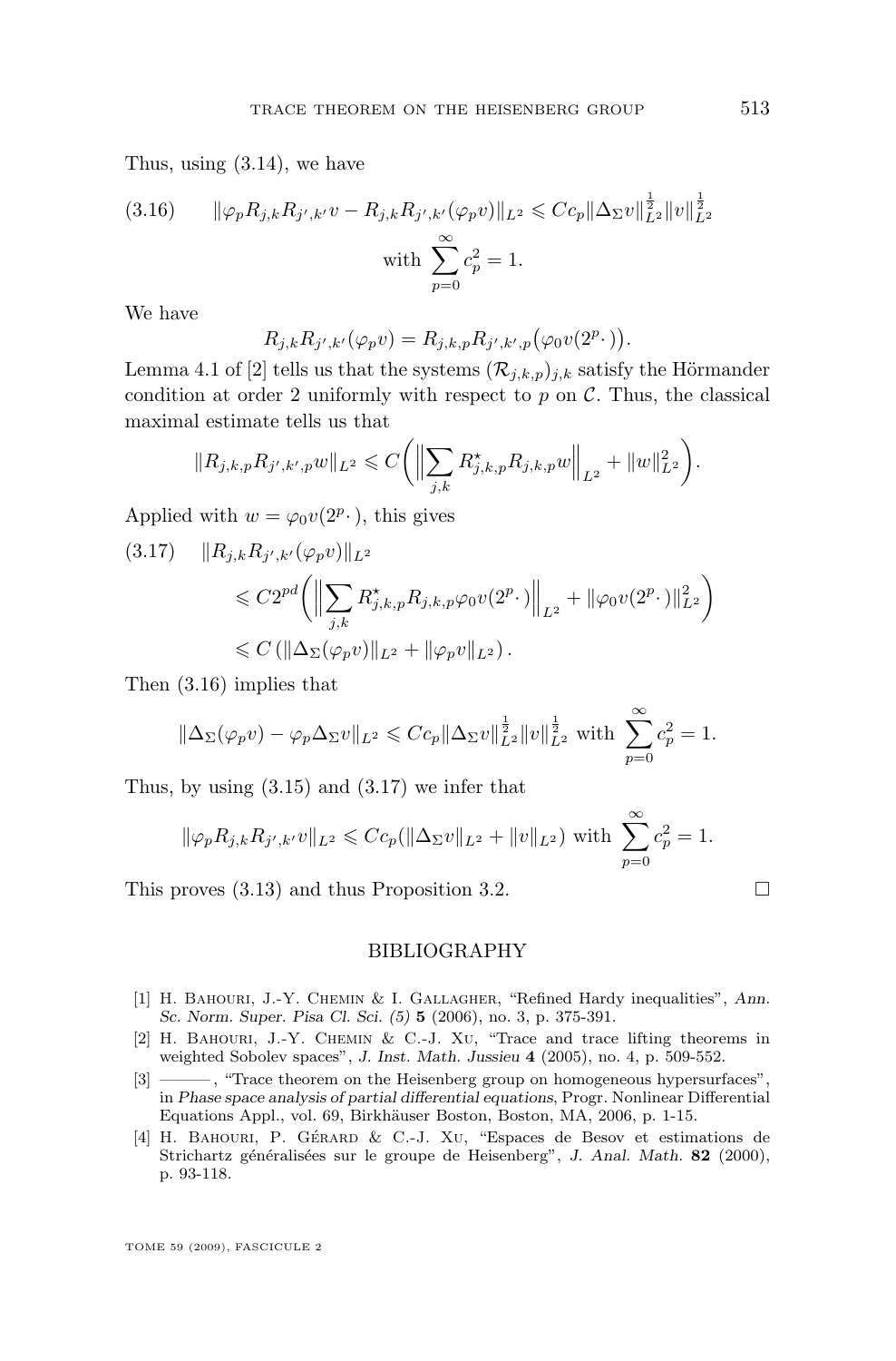Thus, using (3.14), we have

$$\|\varphi_p R_{j,k} R_{j',k'} v - R_{j,k} R_{j',k'}(\varphi_p v)\|_{L^2} \leqslant C c_p \|\Delta_\Sigma v\|_{L^2}^{\frac{1}{2}} \|v\|_{L^2}^{\frac{1}{2}} \quad (3.16)$$

$$\text{with } \sum_{p=0}^{\infty} c_p^2 = 1.$$

We have

$$R_{j,k} R_{j',k'}(\varphi_p v) = R_{j,k,p} R_{j',k',p}\big(\varphi_0 v(2^p \cdot)\big).$$

Lemma 4.1 of [2] tells us that the systems $(\mathcal{R}_{j,k,p})_{j,k}$ satisfy the Hörmander condition at order 2 uniformly with respect to $p$ on $\mathcal{C}$. Thus, the classical maximal estimate tells us that

$$\|R_{j,k,p} R_{j',k',p} w\|_{L^2} \leqslant C\bigg(\Big\|\sum_{j,k} R^\star_{j,k,p} R_{j,k,p} w\Big\|_{L^2} + \|w\|_{L^2}^2\bigg).$$

Applied with $w = \varphi_0 v(2^p \cdot)$, this gives

$$\begin{aligned}
(3.17)\quad & \|R_{j,k} R_{j',k'}(\varphi_p v)\|_{L^2} \\
& \leqslant C 2^{pd}\bigg(\Big\|\sum_{j,k} R^\star_{j,k,p} R_{j,k,p} \varphi_0 v(2^p \cdot)\Big\|_{L^2} + \|\varphi_0 v(2^p \cdot)\|_{L^2}^2\bigg) \\
& \leqslant C\left(\|\Delta_\Sigma(\varphi_p v)\|_{L^2} + \|\varphi_p v\|_{L^2}\right).
\end{aligned}$$

Then (3.16) implies that

$$\|\Delta_\Sigma(\varphi_p v) - \varphi_p \Delta_\Sigma v\|_{L^2} \leqslant C c_p \|\Delta_\Sigma v\|_{L^2}^{\frac{1}{2}} \|v\|_{L^2}^{\frac{1}{2}} \text{ with } \sum_{p=0}^{\infty} c_p^2 = 1.$$

Thus, by using (3.15) and (3.17) we infer that

$$\|\varphi_p R_{j,k} R_{j',k'} v\|_{L^2} \leqslant C c_p (\|\Delta_\Sigma v\|_{L^2} + \|v\|_{L^2}) \text{ with } \sum_{p=0}^{\infty} c_p^2 = 1.$$

This proves (3.13) and thus Proposition 3.2. □

## BIBLIOGRAPHY

[1] H. Bahouri, J.-Y. Chemin & I. Gallagher, "Refined Hardy inequalities", *Ann. Sc. Norm. Super. Pisa Cl. Sci. (5)* **5** (2006), no. 3, p. 375-391.

[2] H. Bahouri, J.-Y. Chemin & C.-J. Xu, "Trace and trace lifting theorems in weighted Sobolev spaces", *J. Inst. Math. Jussieu* **4** (2005), no. 4, p. 509-552.

[3] ———, "Trace theorem on the Heisenberg group on homogeneous hypersurfaces", in *Phase space analysis of partial differential equations*, Progr. Nonlinear Differential Equations Appl., vol. 69, Birkhäuser Boston, Boston, MA, 2006, p. 1-15.

[4] H. Bahouri, P. Gérard & C.-J. Xu, "Espaces de Besov et estimations de Strichartz généralisées sur le groupe de Heisenberg", *J. Anal. Math.* **82** (2000), p. 93-118.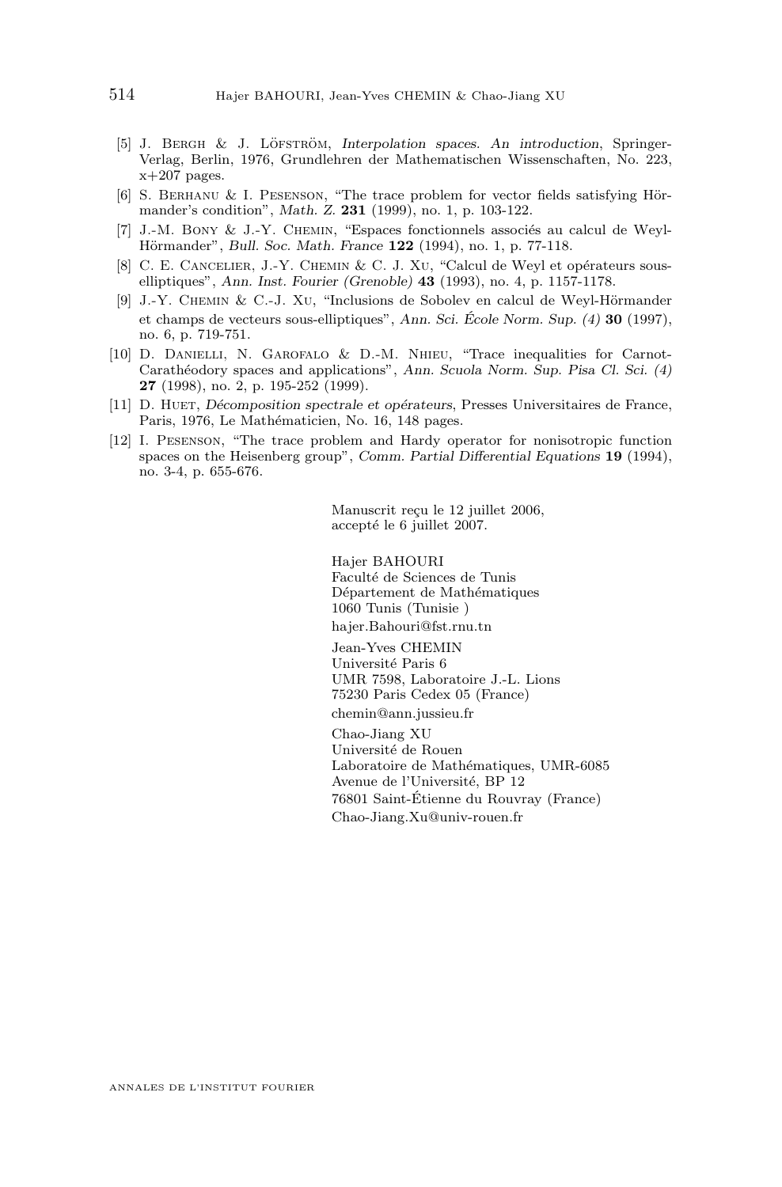[5] J. Bergh & J. Löfström, *Interpolation spaces. An introduction*, Springer-Verlag, Berlin, 1976, Grundlehren der Mathematischen Wissenschaften, No. 223, x+207 pages.

[6] S. Berhanu & I. Pesenson, "The trace problem for vector fields satisfying Hörmander's condition", *Math. Z.* **231** (1999), no. 1, p. 103-122.

[7] J.-M. Bony & J.-Y. Chemin, "Espaces fonctionnels associés au calcul de Weyl-Hörmander", *Bull. Soc. Math. France* **122** (1994), no. 1, p. 77-118.

[8] C. E. Cancelier, J.-Y. Chemin & C. J. Xu, "Calcul de Weyl et opérateurs sous-elliptiques", *Ann. Inst. Fourier (Grenoble)* **43** (1993), no. 4, p. 1157-1178.

[9] J.-Y. Chemin & C.-J. Xu, "Inclusions de Sobolev en calcul de Weyl-Hörmander et champs de vecteurs sous-elliptiques", *Ann. Sci. École Norm. Sup. (4)* **30** (1997), no. 6, p. 719-751.

[10] D. Danielli, N. Garofalo & D.-M. Nhieu, "Trace inequalities for Carnot-Carathéodory spaces and applications", *Ann. Scuola Norm. Sup. Pisa Cl. Sci. (4)* **27** (1998), no. 2, p. 195-252 (1999).

[11] D. Huet, *Décomposition spectrale et opérateurs*, Presses Universitaires de France, Paris, 1976, Le Mathématicien, No. 16, 148 pages.

[12] I. Pesenson, "The trace problem and Hardy operator for nonisotropic function spaces on the Heisenberg group", *Comm. Partial Differential Equations* **19** (1994), no. 3-4, p. 655-676.

Manuscrit reçu le 12 juillet 2006,
accepté le 6 juillet 2007.

Hajer BAHOURI
Faculté de Sciences de Tunis
Département de Mathématiques
1060 Tunis (Tunisie )
hajer.Bahouri@fst.rnu.tn

Jean-Yves CHEMIN
Université Paris 6
UMR 7598, Laboratoire J.-L. Lions
75230 Paris Cedex 05 (France)
chemin@ann.jussieu.fr

Chao-Jiang XU
Université de Rouen
Laboratoire de Mathématiques, UMR-6085
Avenue de l'Université, BP 12
76801 Saint-Étienne du Rouvray (France)
Chao-Jiang.Xu@univ-rouen.fr